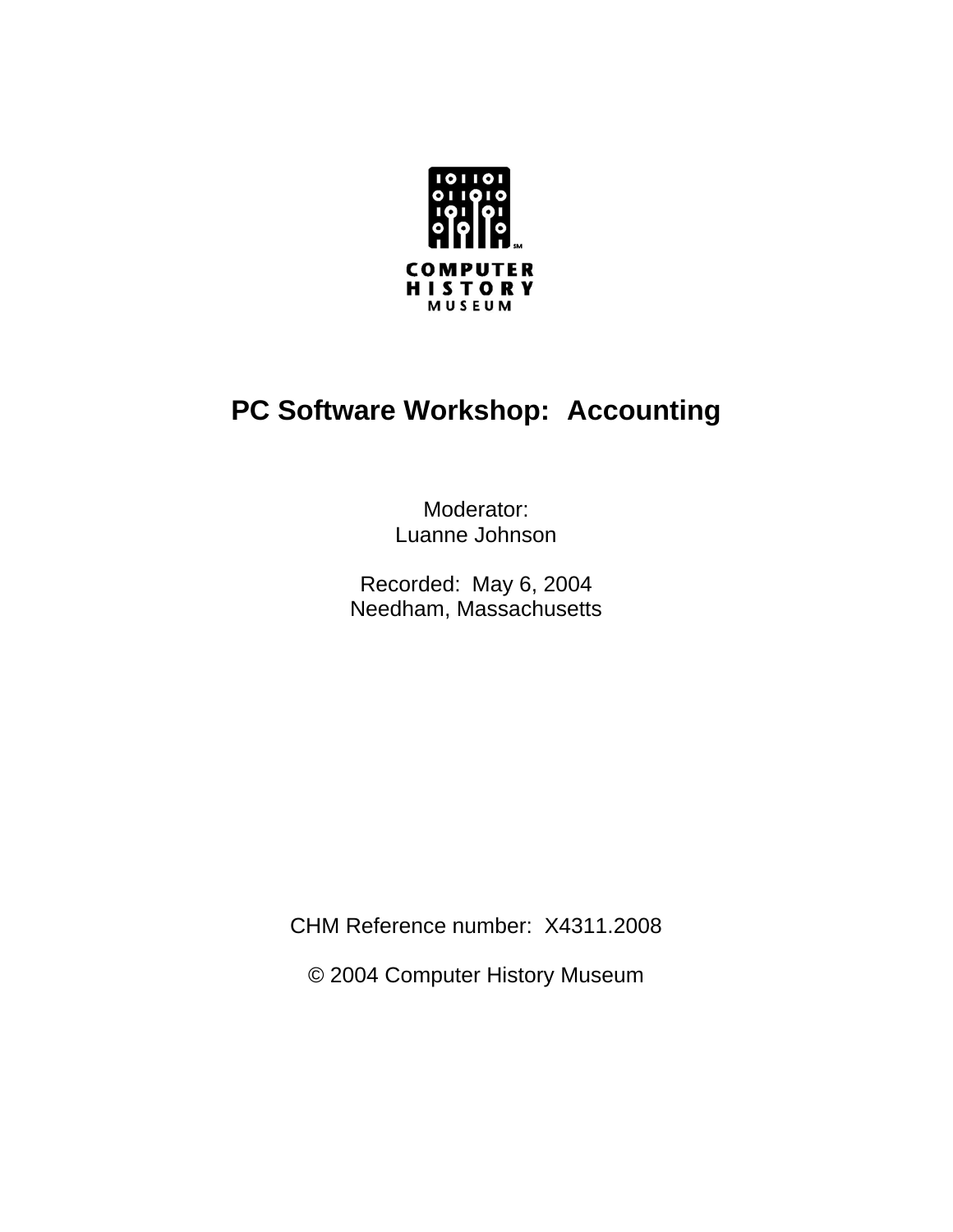COMPUTER HISTORY MUSEUM

# PC Software Workshop: Accounting

Moderator:
Luanne Johnson

Recorded: May 6, 2004
Needham, Massachusetts

CHM Reference number: X4311.2008

© 2004 Computer History Museum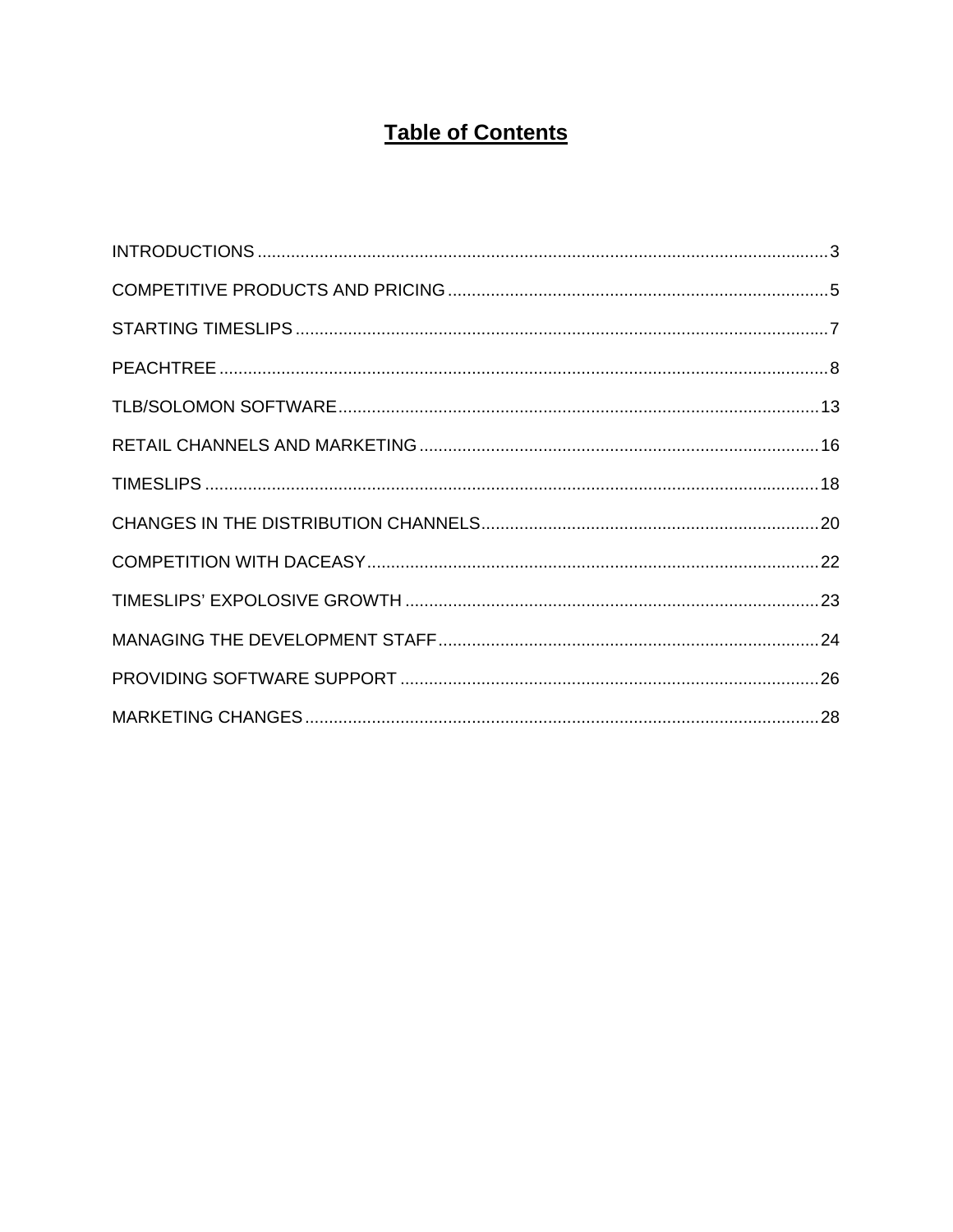# **Table of Contents**

INTRODUCTIONS .......................................................................................................................3

COMPETITIVE PRODUCTS AND PRICING ................................................................................5

STARTING TIMESLIPS ...............................................................................................................7

PEACHTREE ..............................................................................................................................8

TLB/SOLOMON SOFTWARE....................................................................................................13

RETAIL CHANNELS AND MARKETING ...................................................................................16

TIMESLIPS ...............................................................................................................................18

CHANGES IN THE DISTRIBUTION CHANNELS......................................................................20

COMPETITION WITH DACEASY..............................................................................................22

TIMESLIPS' EXPOLOSIVE GROWTH ......................................................................................23

MANAGING THE DEVELOPMENT STAFF...............................................................................24

PROVIDING SOFTWARE SUPPORT .......................................................................................26

MARKETING CHANGES...........................................................................................................28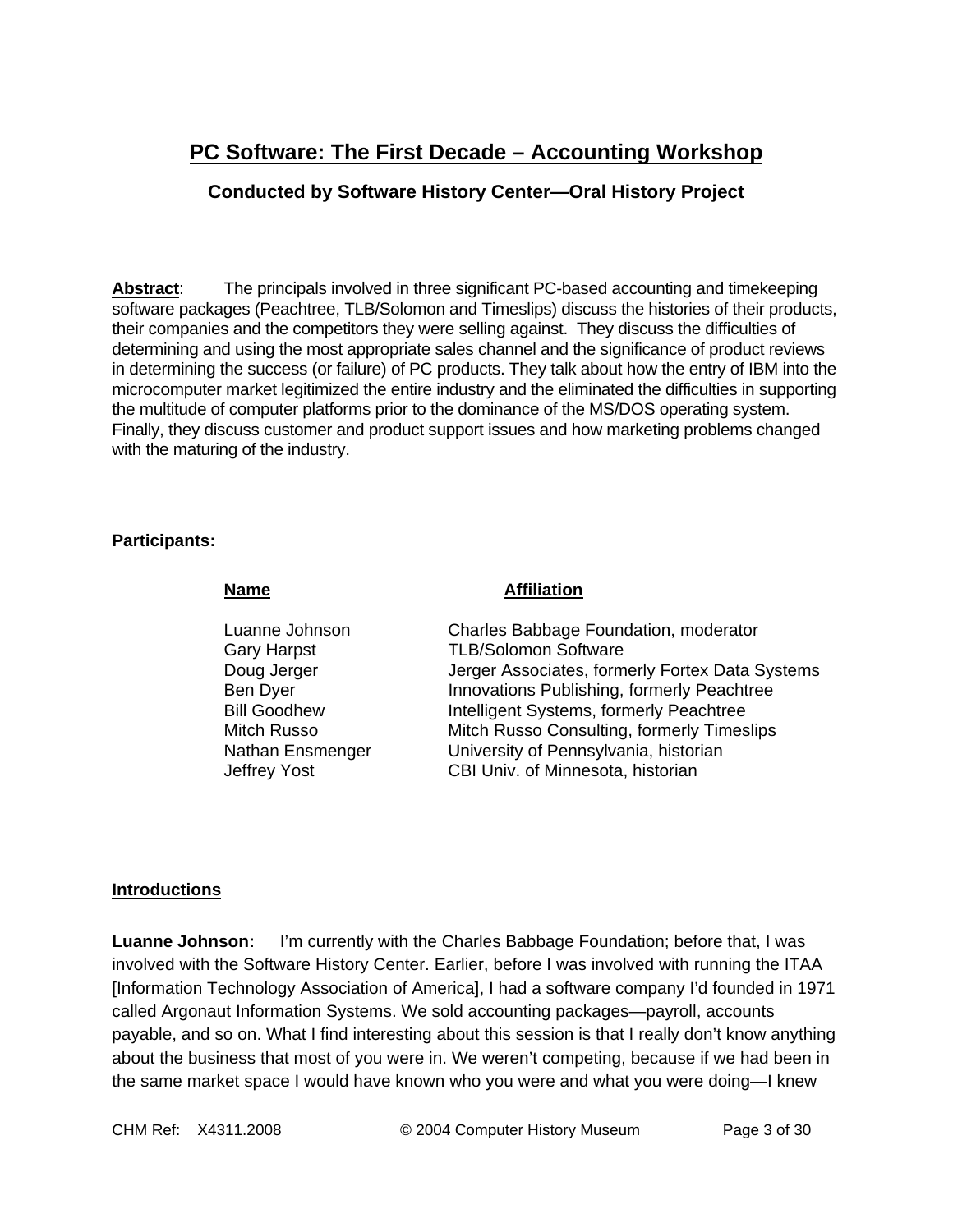# PC Software: The First Decade – Accounting Workshop

### Conducted by Software History Center—Oral History Project

**Abstract**: The principals involved in three significant PC-based accounting and timekeeping software packages (Peachtree, TLB/Solomon and Timeslips) discuss the histories of their products, their companies and the competitors they were selling against. They discuss the difficulties of determining and using the most appropriate sales channel and the significance of product reviews in determining the success (or failure) of PC products. They talk about how the entry of IBM into the microcomputer market legitimized the entire industry and the eliminated the difficulties in supporting the multitude of computer platforms prior to the dominance of the MS/DOS operating system. Finally, they discuss customer and product support issues and how marketing problems changed with the maturing of the industry.

**Participants:**

| Name | Affiliation |
|---|---|
| Luanne Johnson | Charles Babbage Foundation, moderator |
| Gary Harpst | TLB/Solomon Software |
| Doug Jerger | Jerger Associates, formerly Fortex Data Systems |
| Ben Dyer | Innovations Publishing, formerly Peachtree |
| Bill Goodhew | Intelligent Systems, formerly Peachtree |
| Mitch Russo | Mitch Russo Consulting, formerly Timeslips |
| Nathan Ensmenger | University of Pennsylvania, historian |
| Jeffrey Yost | CBI Univ. of Minnesota, historian |

**Introductions**

**Luanne Johnson:** I'm currently with the Charles Babbage Foundation; before that, I was involved with the Software History Center. Earlier, before I was involved with running the ITAA [Information Technology Association of America], I had a software company I'd founded in 1971 called Argonaut Information Systems. We sold accounting packages—payroll, accounts payable, and so on. What I find interesting about this session is that I really don't know anything about the business that most of you were in. We weren't competing, because if we had been in the same market space I would have known who you were and what you were doing—I knew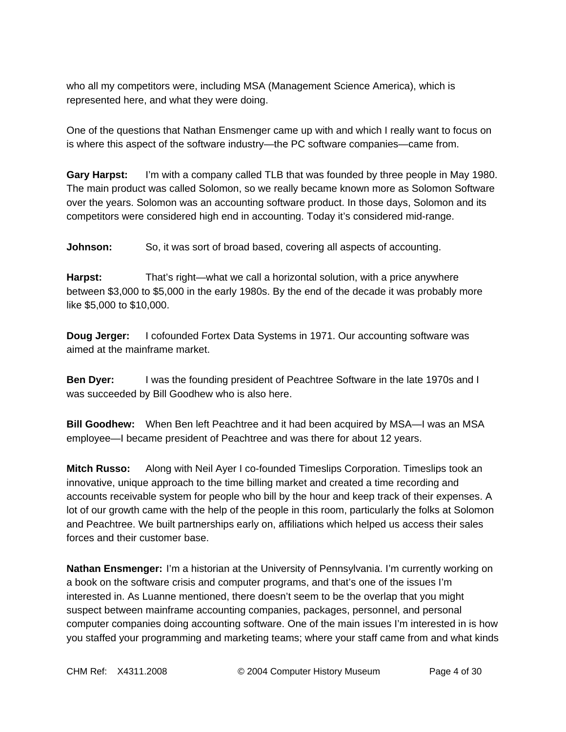who all my competitors were, including MSA (Management Science America), which is represented here, and what they were doing.

One of the questions that Nathan Ensmenger came up with and which I really want to focus on is where this aspect of the software industry—the PC software companies—came from.

**Gary Harpst:** I'm with a company called TLB that was founded by three people in May 1980. The main product was called Solomon, so we really became known more as Solomon Software over the years. Solomon was an accounting software product. In those days, Solomon and its competitors were considered high end in accounting. Today it's considered mid-range.

**Johnson:** So, it was sort of broad based, covering all aspects of accounting.

**Harpst:** That's right—what we call a horizontal solution, with a price anywhere between $3,000 to $5,000 in the early 1980s. By the end of the decade it was probably more like $5,000 to $10,000.

**Doug Jerger:** I cofounded Fortex Data Systems in 1971. Our accounting software was aimed at the mainframe market.

**Ben Dyer:** I was the founding president of Peachtree Software in the late 1970s and I was succeeded by Bill Goodhew who is also here.

**Bill Goodhew:** When Ben left Peachtree and it had been acquired by MSA—I was an MSA employee—I became president of Peachtree and was there for about 12 years.

**Mitch Russo:** Along with Neil Ayer I co-founded Timeslips Corporation. Timeslips took an innovative, unique approach to the time billing market and created a time recording and accounts receivable system for people who bill by the hour and keep track of their expenses. A lot of our growth came with the help of the people in this room, particularly the folks at Solomon and Peachtree. We built partnerships early on, affiliations which helped us access their sales forces and their customer base.

**Nathan Ensmenger:** I'm a historian at the University of Pennsylvania. I'm currently working on a book on the software crisis and computer programs, and that's one of the issues I'm interested in. As Luanne mentioned, there doesn't seem to be the overlap that you might suspect between mainframe accounting companies, packages, personnel, and personal computer companies doing accounting software. One of the main issues I'm interested in is how you staffed your programming and marketing teams; where your staff came from and what kinds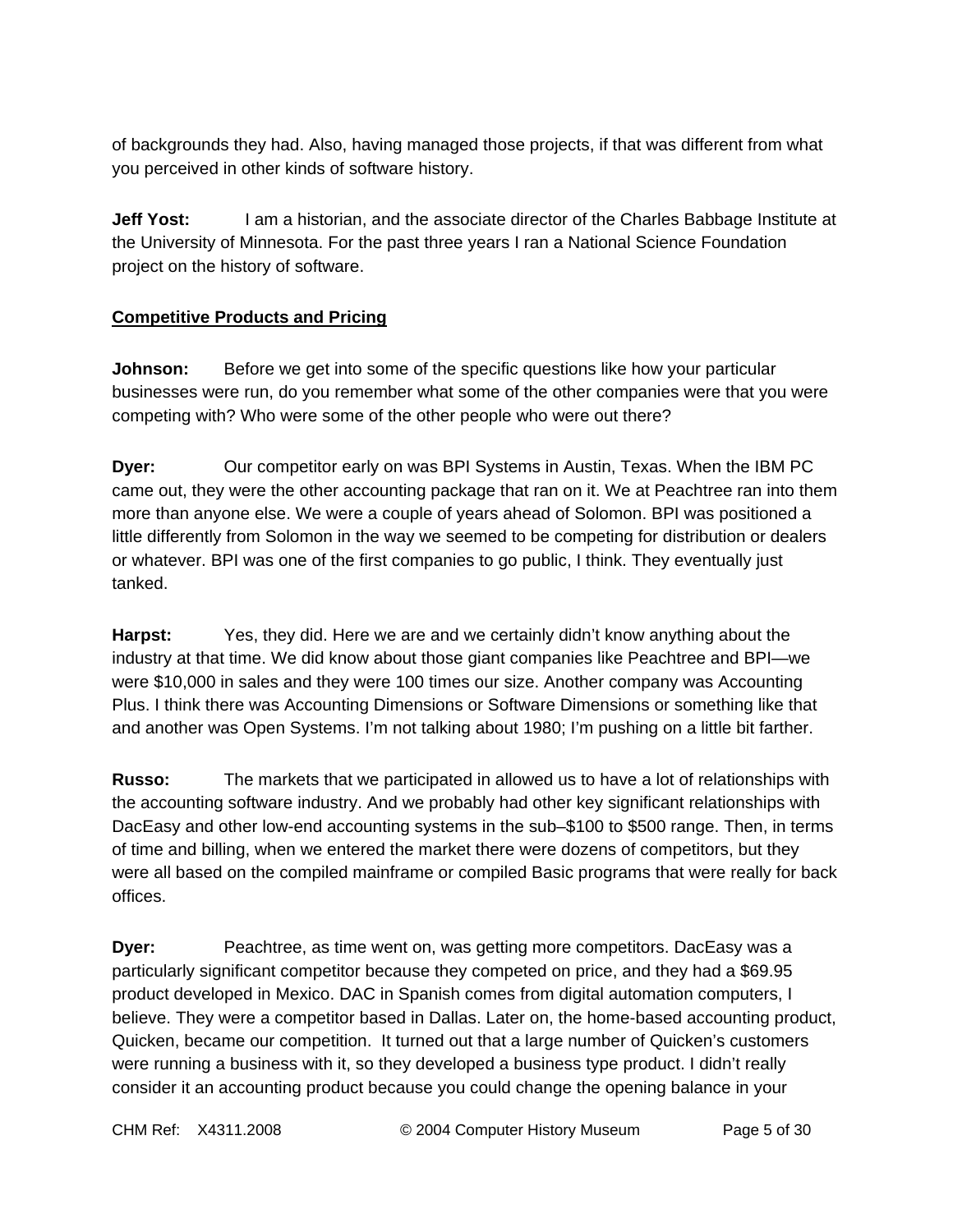of backgrounds they had. Also, having managed those projects, if that was different from what you perceived in other kinds of software history.

**Jeff Yost:** I am a historian, and the associate director of the Charles Babbage Institute at the University of Minnesota. For the past three years I ran a National Science Foundation project on the history of software.

## Competitive Products and Pricing

**Johnson:** Before we get into some of the specific questions like how your particular businesses were run, do you remember what some of the other companies were that you were competing with? Who were some of the other people who were out there?

**Dyer:** Our competitor early on was BPI Systems in Austin, Texas. When the IBM PC came out, they were the other accounting package that ran on it. We at Peachtree ran into them more than anyone else. We were a couple of years ahead of Solomon. BPI was positioned a little differently from Solomon in the way we seemed to be competing for distribution or dealers or whatever. BPI was one of the first companies to go public, I think. They eventually just tanked.

**Harpst:** Yes, they did. Here we are and we certainly didn't know anything about the industry at that time. We did know about those giant companies like Peachtree and BPI—we were $10,000 in sales and they were 100 times our size. Another company was Accounting Plus. I think there was Accounting Dimensions or Software Dimensions or something like that and another was Open Systems. I'm not talking about 1980; I'm pushing on a little bit farther.

**Russo:** The markets that we participated in allowed us to have a lot of relationships with the accounting software industry. And we probably had other key significant relationships with DacEasy and other low-end accounting systems in the sub–$100 to $500 range. Then, in terms of time and billing, when we entered the market there were dozens of competitors, but they were all based on the compiled mainframe or compiled Basic programs that were really for back offices.

**Dyer:** Peachtree, as time went on, was getting more competitors. DacEasy was a particularly significant competitor because they competed on price, and they had a $69.95 product developed in Mexico. DAC in Spanish comes from digital automation computers, I believe. They were a competitor based in Dallas. Later on, the home-based accounting product, Quicken, became our competition. It turned out that a large number of Quicken's customers were running a business with it, so they developed a business type product. I didn't really consider it an accounting product because you could change the opening balance in your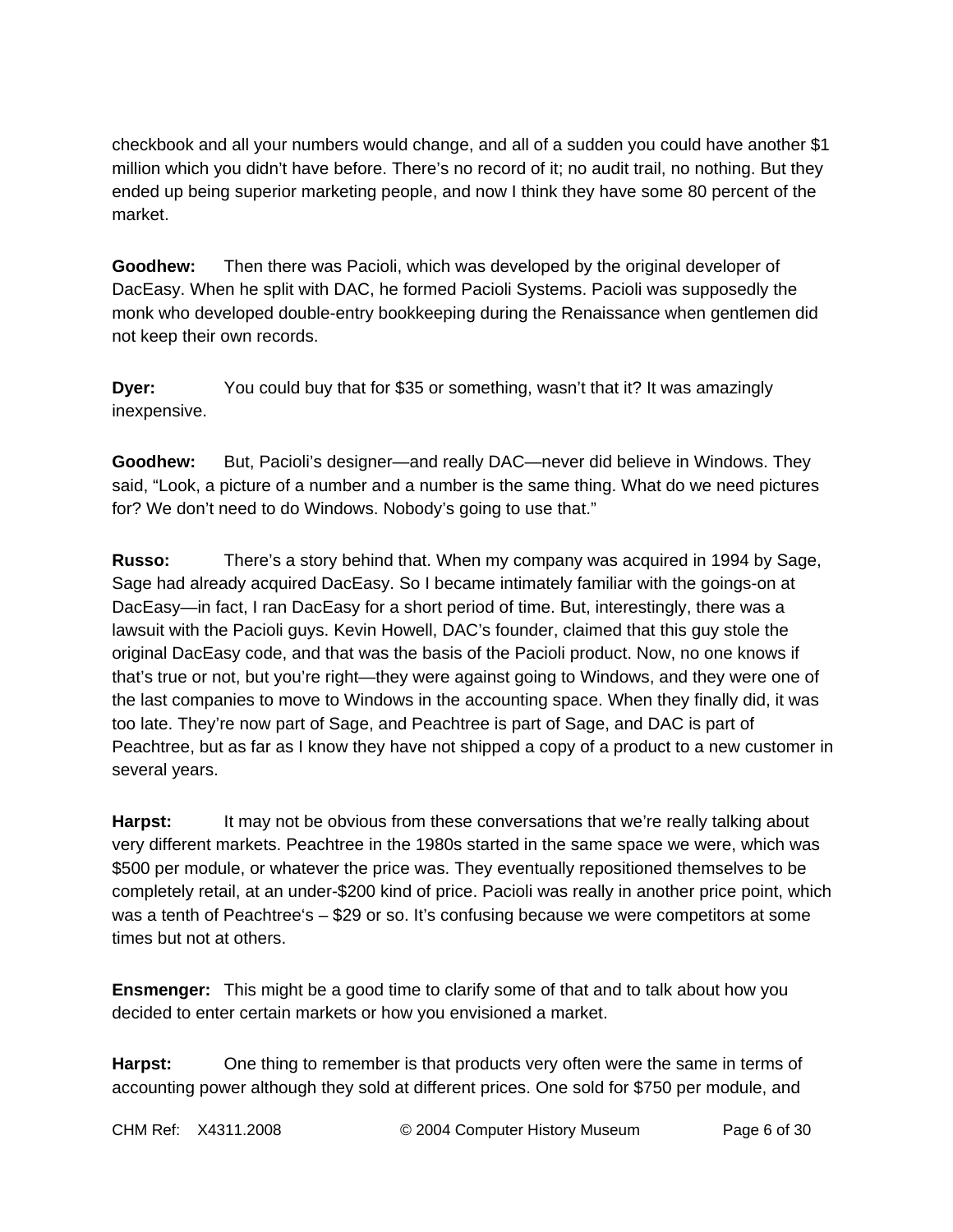checkbook and all your numbers would change, and all of a sudden you could have another $1 million which you didn't have before. There's no record of it; no audit trail, no nothing. But they ended up being superior marketing people, and now I think they have some 80 percent of the market.

**Goodhew:** Then there was Pacioli, which was developed by the original developer of DacEasy. When he split with DAC, he formed Pacioli Systems. Pacioli was supposedly the monk who developed double-entry bookkeeping during the Renaissance when gentlemen did not keep their own records.

**Dyer:** You could buy that for $35 or something, wasn't that it? It was amazingly inexpensive.

**Goodhew:** But, Pacioli's designer—and really DAC—never did believe in Windows. They said, "Look, a picture of a number and a number is the same thing. What do we need pictures for? We don't need to do Windows. Nobody's going to use that."

**Russo:** There's a story behind that. When my company was acquired in 1994 by Sage, Sage had already acquired DacEasy. So I became intimately familiar with the goings-on at DacEasy—in fact, I ran DacEasy for a short period of time. But, interestingly, there was a lawsuit with the Pacioli guys. Kevin Howell, DAC's founder, claimed that this guy stole the original DacEasy code, and that was the basis of the Pacioli product. Now, no one knows if that's true or not, but you're right—they were against going to Windows, and they were one of the last companies to move to Windows in the accounting space. When they finally did, it was too late. They're now part of Sage, and Peachtree is part of Sage, and DAC is part of Peachtree, but as far as I know they have not shipped a copy of a product to a new customer in several years.

**Harpst:** It may not be obvious from these conversations that we're really talking about very different markets. Peachtree in the 1980s started in the same space we were, which was $500 per module, or whatever the price was. They eventually repositioned themselves to be completely retail, at an under-$200 kind of price. Pacioli was really in another price point, which was a tenth of Peachtree's – $29 or so. It's confusing because we were competitors at some times but not at others.

**Ensmenger:** This might be a good time to clarify some of that and to talk about how you decided to enter certain markets or how you envisioned a market.

**Harpst:** One thing to remember is that products very often were the same in terms of accounting power although they sold at different prices. One sold for $750 per module, and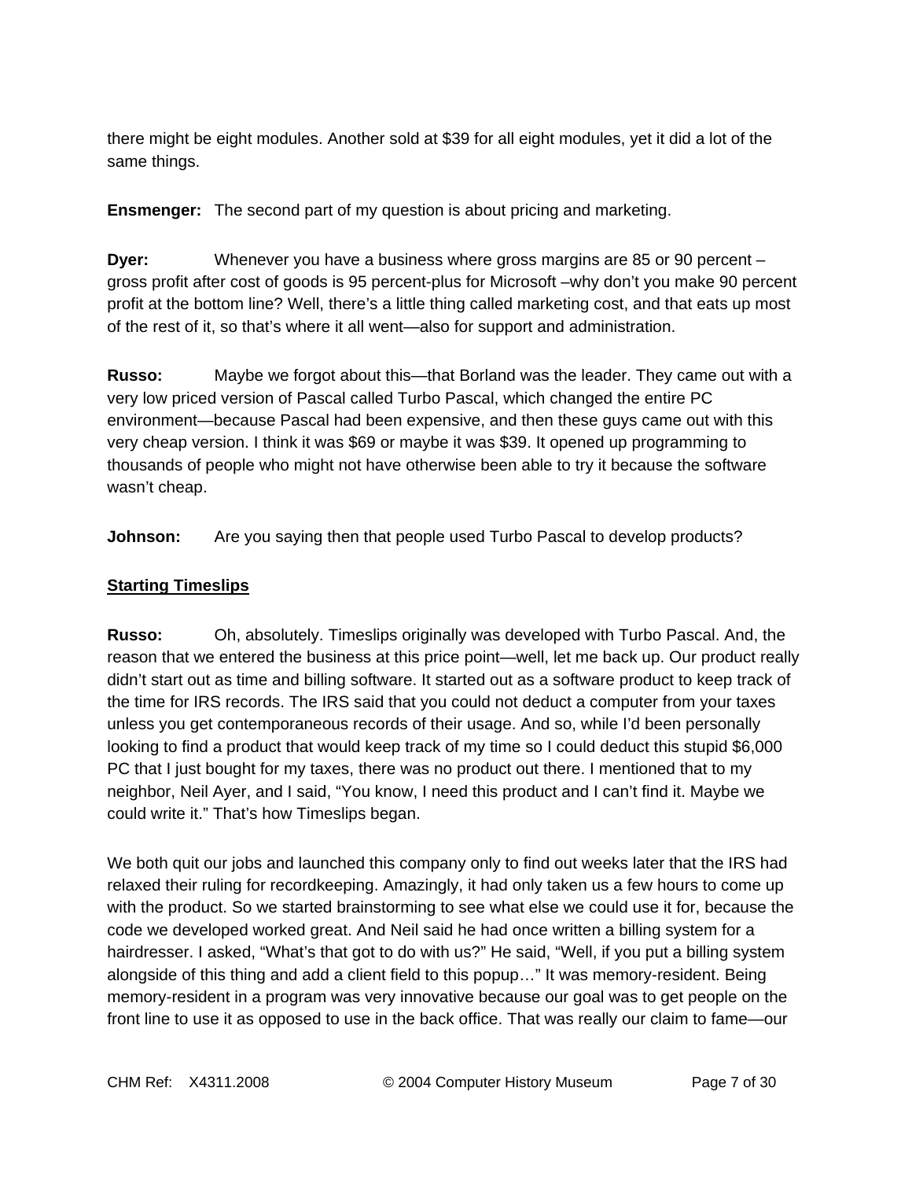there might be eight modules. Another sold at $39 for all eight modules, yet it did a lot of the same things.

**Ensmenger:** The second part of my question is about pricing and marketing.

**Dyer:** Whenever you have a business where gross margins are 85 or 90 percent – gross profit after cost of goods is 95 percent-plus for Microsoft –why don't you make 90 percent profit at the bottom line? Well, there's a little thing called marketing cost, and that eats up most of the rest of it, so that's where it all went—also for support and administration.

**Russo:** Maybe we forgot about this—that Borland was the leader. They came out with a very low priced version of Pascal called Turbo Pascal, which changed the entire PC environment—because Pascal had been expensive, and then these guys came out with this very cheap version. I think it was $69 or maybe it was $39. It opened up programming to thousands of people who might not have otherwise been able to try it because the software wasn't cheap.

**Johnson:** Are you saying then that people used Turbo Pascal to develop products?

## Starting Timeslips

**Russo:** Oh, absolutely. Timeslips originally was developed with Turbo Pascal. And, the reason that we entered the business at this price point—well, let me back up. Our product really didn't start out as time and billing software. It started out as a software product to keep track of the time for IRS records. The IRS said that you could not deduct a computer from your taxes unless you get contemporaneous records of their usage. And so, while I'd been personally looking to find a product that would keep track of my time so I could deduct this stupid $6,000 PC that I just bought for my taxes, there was no product out there. I mentioned that to my neighbor, Neil Ayer, and I said, "You know, I need this product and I can't find it. Maybe we could write it." That's how Timeslips began.

We both quit our jobs and launched this company only to find out weeks later that the IRS had relaxed their ruling for recordkeeping. Amazingly, it had only taken us a few hours to come up with the product. So we started brainstorming to see what else we could use it for, because the code we developed worked great. And Neil said he had once written a billing system for a hairdresser. I asked, "What's that got to do with us?" He said, "Well, if you put a billing system alongside of this thing and add a client field to this popup…" It was memory-resident. Being memory-resident in a program was very innovative because our goal was to get people on the front line to use it as opposed to use in the back office. That was really our claim to fame—our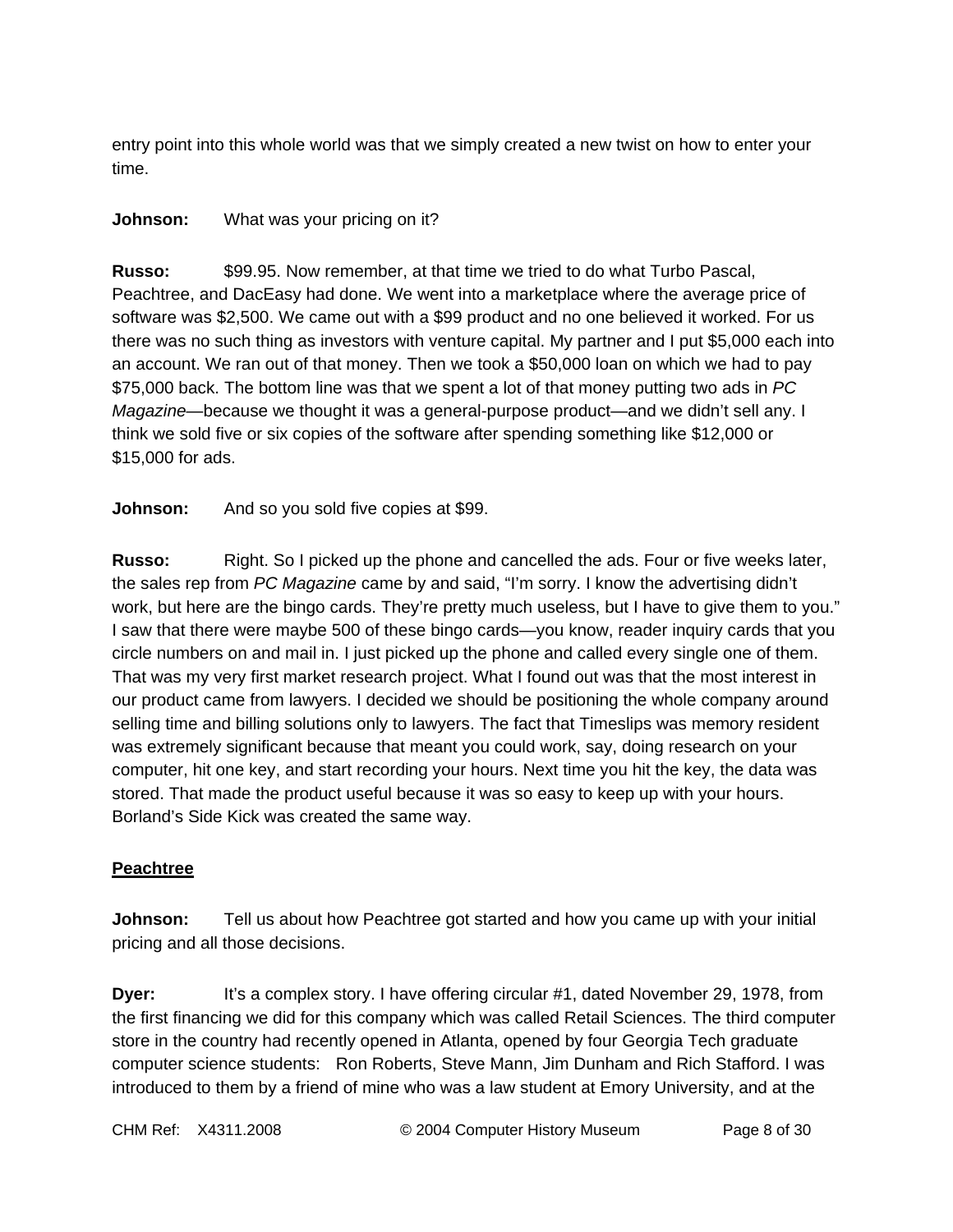entry point into this whole world was that we simply created a new twist on how to enter your time.

**Johnson:** What was your pricing on it?

**Russo:** $99.95. Now remember, at that time we tried to do what Turbo Pascal, Peachtree, and DacEasy had done. We went into a marketplace where the average price of software was $2,500. We came out with a $99 product and no one believed it worked. For us there was no such thing as investors with venture capital. My partner and I put $5,000 each into an account. We ran out of that money. Then we took a $50,000 loan on which we had to pay $75,000 back. The bottom line was that we spent a lot of that money putting two ads in *PC Magazine*—because we thought it was a general-purpose product—and we didn't sell any. I think we sold five or six copies of the software after spending something like $12,000 or $15,000 for ads.

**Johnson:** And so you sold five copies at $99.

**Russo:** Right. So I picked up the phone and cancelled the ads. Four or five weeks later, the sales rep from *PC Magazine* came by and said, "I'm sorry. I know the advertising didn't work, but here are the bingo cards. They're pretty much useless, but I have to give them to you." I saw that there were maybe 500 of these bingo cards—you know, reader inquiry cards that you circle numbers on and mail in. I just picked up the phone and called every single one of them. That was my very first market research project. What I found out was that the most interest in our product came from lawyers. I decided we should be positioning the whole company around selling time and billing solutions only to lawyers. The fact that Timeslips was memory resident was extremely significant because that meant you could work, say, doing research on your computer, hit one key, and start recording your hours. Next time you hit the key, the data was stored. That made the product useful because it was so easy to keep up with your hours. Borland's Side Kick was created the same way.

## Peachtree

**Johnson:** Tell us about how Peachtree got started and how you came up with your initial pricing and all those decisions.

**Dyer:** It's a complex story. I have offering circular #1, dated November 29, 1978, from the first financing we did for this company which was called Retail Sciences. The third computer store in the country had recently opened in Atlanta, opened by four Georgia Tech graduate computer science students: Ron Roberts, Steve Mann, Jim Dunham and Rich Stafford. I was introduced to them by a friend of mine who was a law student at Emory University, and at the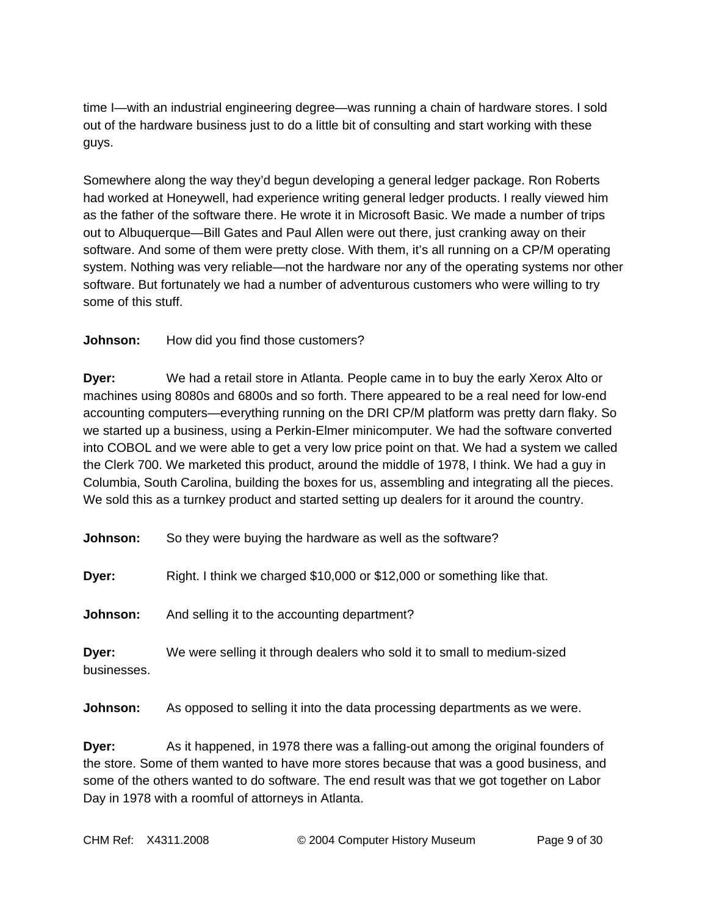time I—with an industrial engineering degree—was running a chain of hardware stores. I sold out of the hardware business just to do a little bit of consulting and start working with these guys.

Somewhere along the way they'd begun developing a general ledger package. Ron Roberts had worked at Honeywell, had experience writing general ledger products. I really viewed him as the father of the software there. He wrote it in Microsoft Basic. We made a number of trips out to Albuquerque—Bill Gates and Paul Allen were out there, just cranking away on their software. And some of them were pretty close. With them, it's all running on a CP/M operating system. Nothing was very reliable—not the hardware nor any of the operating systems nor other software. But fortunately we had a number of adventurous customers who were willing to try some of this stuff.

**Johnson:** How did you find those customers?

**Dyer:** We had a retail store in Atlanta. People came in to buy the early Xerox Alto or machines using 8080s and 6800s and so forth. There appeared to be a real need for low-end accounting computers—everything running on the DRI CP/M platform was pretty darn flaky. So we started up a business, using a Perkin-Elmer minicomputer. We had the software converted into COBOL and we were able to get a very low price point on that. We had a system we called the Clerk 700. We marketed this product, around the middle of 1978, I think. We had a guy in Columbia, South Carolina, building the boxes for us, assembling and integrating all the pieces. We sold this as a turnkey product and started setting up dealers for it around the country.

**Johnson:** So they were buying the hardware as well as the software?

**Dyer:** Right. I think we charged $10,000 or $12,000 or something like that.

**Johnson:** And selling it to the accounting department?

**Dyer:** We were selling it through dealers who sold it to small to medium-sized businesses.

**Johnson:** As opposed to selling it into the data processing departments as we were.

**Dyer:** As it happened, in 1978 there was a falling-out among the original founders of the store. Some of them wanted to have more stores because that was a good business, and some of the others wanted to do software. The end result was that we got together on Labor Day in 1978 with a roomful of attorneys in Atlanta.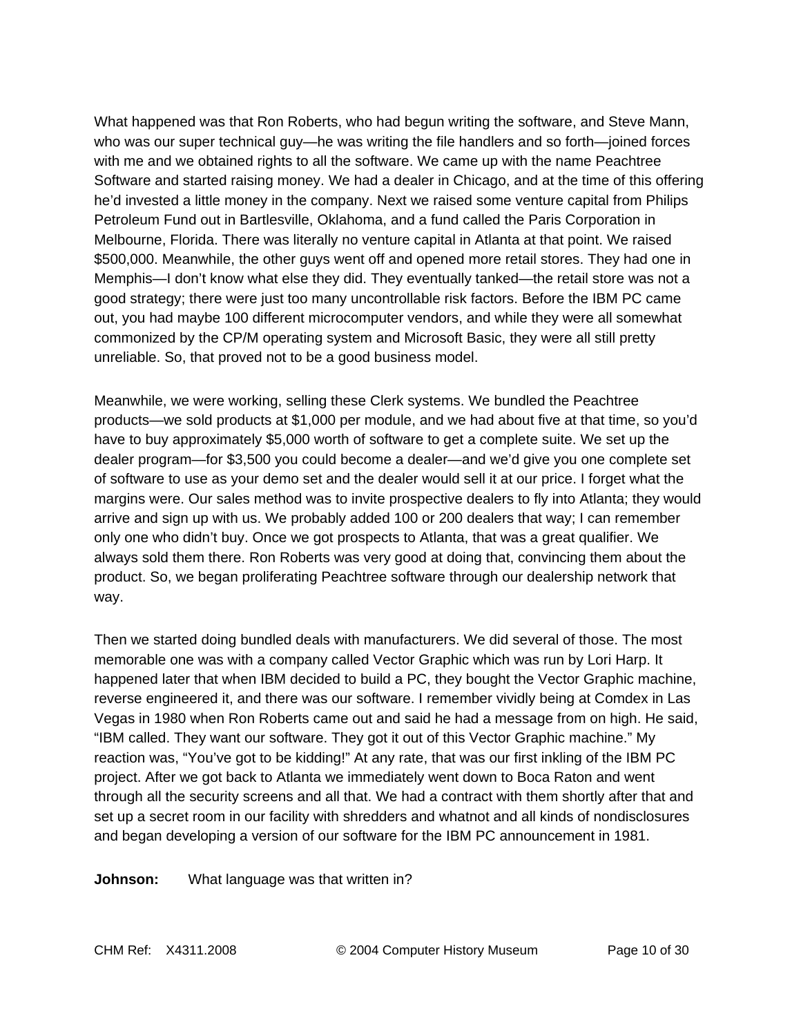What happened was that Ron Roberts, who had begun writing the software, and Steve Mann, who was our super technical guy—he was writing the file handlers and so forth—joined forces with me and we obtained rights to all the software. We came up with the name Peachtree Software and started raising money. We had a dealer in Chicago, and at the time of this offering he'd invested a little money in the company. Next we raised some venture capital from Philips Petroleum Fund out in Bartlesville, Oklahoma, and a fund called the Paris Corporation in Melbourne, Florida. There was literally no venture capital in Atlanta at that point. We raised $500,000. Meanwhile, the other guys went off and opened more retail stores. They had one in Memphis—I don't know what else they did. They eventually tanked—the retail store was not a good strategy; there were just too many uncontrollable risk factors. Before the IBM PC came out, you had maybe 100 different microcomputer vendors, and while they were all somewhat commonized by the CP/M operating system and Microsoft Basic, they were all still pretty unreliable. So, that proved not to be a good business model.

Meanwhile, we were working, selling these Clerk systems. We bundled the Peachtree products—we sold products at $1,000 per module, and we had about five at that time, so you'd have to buy approximately $5,000 worth of software to get a complete suite. We set up the dealer program—for $3,500 you could become a dealer—and we'd give you one complete set of software to use as your demo set and the dealer would sell it at our price. I forget what the margins were. Our sales method was to invite prospective dealers to fly into Atlanta; they would arrive and sign up with us. We probably added 100 or 200 dealers that way; I can remember only one who didn't buy. Once we got prospects to Atlanta, that was a great qualifier. We always sold them there. Ron Roberts was very good at doing that, convincing them about the product. So, we began proliferating Peachtree software through our dealership network that way.

Then we started doing bundled deals with manufacturers. We did several of those. The most memorable one was with a company called Vector Graphic which was run by Lori Harp. It happened later that when IBM decided to build a PC, they bought the Vector Graphic machine, reverse engineered it, and there was our software. I remember vividly being at Comdex in Las Vegas in 1980 when Ron Roberts came out and said he had a message from on high. He said, "IBM called. They want our software. They got it out of this Vector Graphic machine." My reaction was, "You've got to be kidding!" At any rate, that was our first inkling of the IBM PC project. After we got back to Atlanta we immediately went down to Boca Raton and went through all the security screens and all that. We had a contract with them shortly after that and set up a secret room in our facility with shredders and whatnot and all kinds of nondisclosures and began developing a version of our software for the IBM PC announcement in 1981.

**Johnson:** What language was that written in?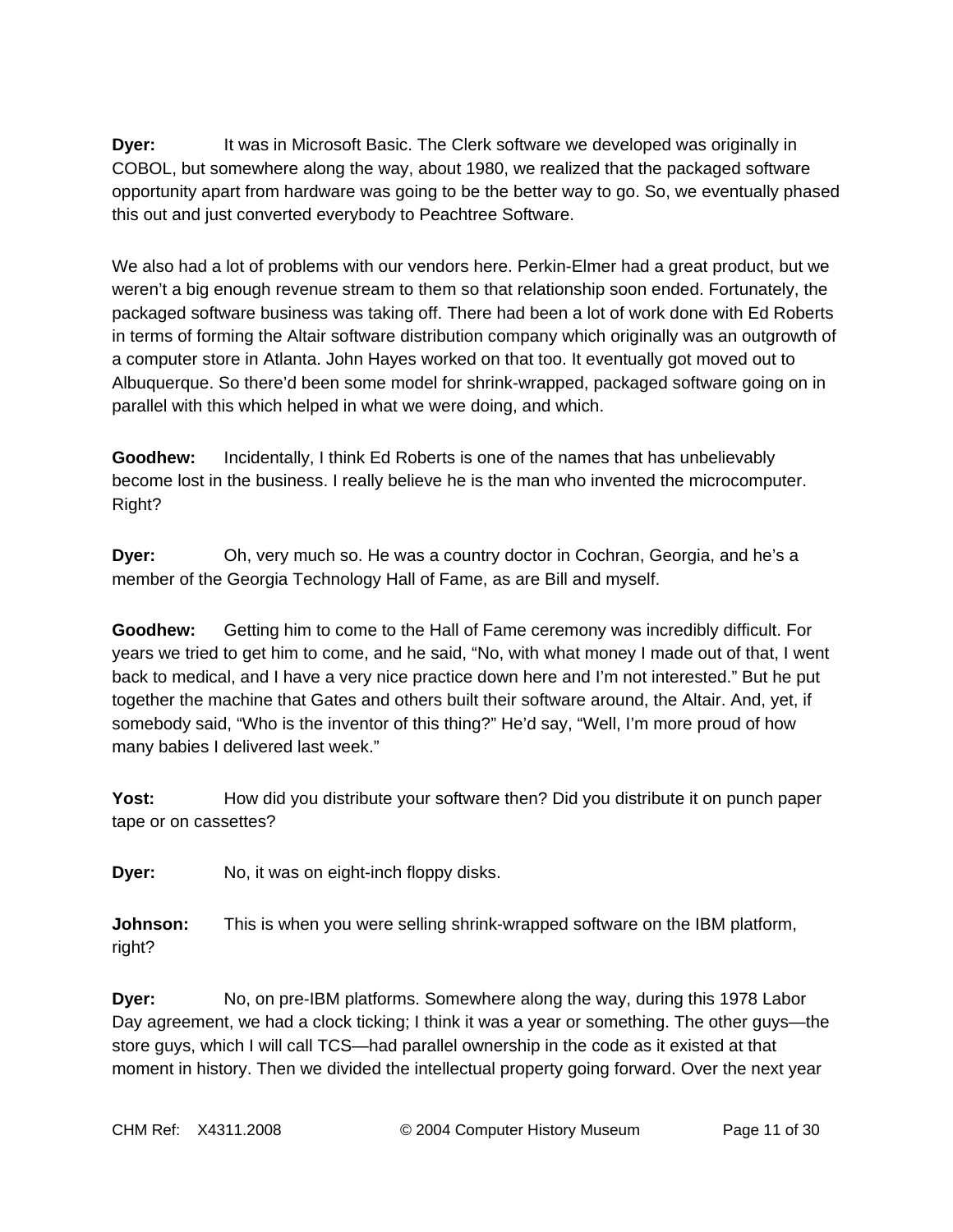**Dyer:** It was in Microsoft Basic. The Clerk software we developed was originally in COBOL, but somewhere along the way, about 1980, we realized that the packaged software opportunity apart from hardware was going to be the better way to go. So, we eventually phased this out and just converted everybody to Peachtree Software.

We also had a lot of problems with our vendors here. Perkin-Elmer had a great product, but we weren't a big enough revenue stream to them so that relationship soon ended. Fortunately, the packaged software business was taking off. There had been a lot of work done with Ed Roberts in terms of forming the Altair software distribution company which originally was an outgrowth of a computer store in Atlanta. John Hayes worked on that too. It eventually got moved out to Albuquerque. So there'd been some model for shrink-wrapped, packaged software going on in parallel with this which helped in what we were doing, and which.

**Goodhew:** Incidentally, I think Ed Roberts is one of the names that has unbelievably become lost in the business. I really believe he is the man who invented the microcomputer. Right?

**Dyer:** Oh, very much so. He was a country doctor in Cochran, Georgia, and he's a member of the Georgia Technology Hall of Fame, as are Bill and myself.

**Goodhew:** Getting him to come to the Hall of Fame ceremony was incredibly difficult. For years we tried to get him to come, and he said, "No, with what money I made out of that, I went back to medical, and I have a very nice practice down here and I'm not interested." But he put together the machine that Gates and others built their software around, the Altair. And, yet, if somebody said, "Who is the inventor of this thing?" He'd say, "Well, I'm more proud of how many babies I delivered last week."

**Yost:** How did you distribute your software then? Did you distribute it on punch paper tape or on cassettes?

**Dyer:** No, it was on eight-inch floppy disks.

**Johnson:** This is when you were selling shrink-wrapped software on the IBM platform, right?

**Dyer:** No, on pre-IBM platforms. Somewhere along the way, during this 1978 Labor Day agreement, we had a clock ticking; I think it was a year or something. The other guys—the store guys, which I will call TCS—had parallel ownership in the code as it existed at that moment in history. Then we divided the intellectual property going forward. Over the next year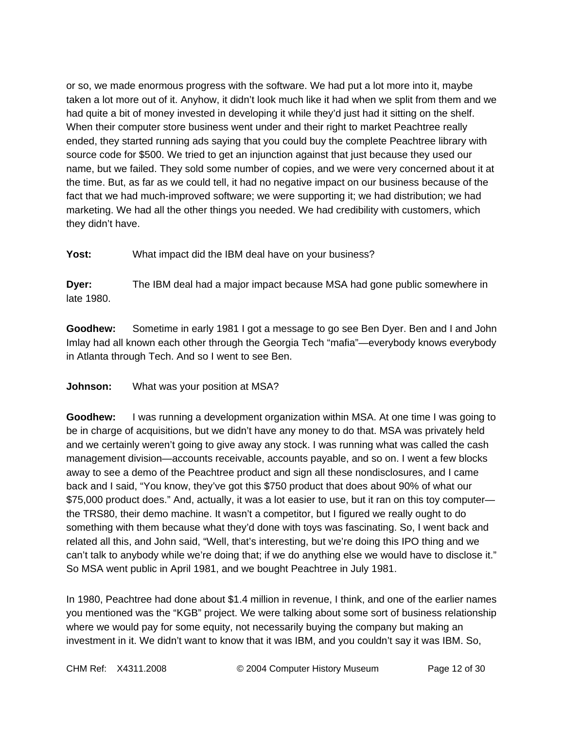or so, we made enormous progress with the software. We had put a lot more into it, maybe taken a lot more out of it. Anyhow, it didn't look much like it had when we split from them and we had quite a bit of money invested in developing it while they'd just had it sitting on the shelf. When their computer store business went under and their right to market Peachtree really ended, they started running ads saying that you could buy the complete Peachtree library with source code for $500. We tried to get an injunction against that just because they used our name, but we failed. They sold some number of copies, and we were very concerned about it at the time. But, as far as we could tell, it had no negative impact on our business because of the fact that we had much-improved software; we were supporting it; we had distribution; we had marketing. We had all the other things you needed. We had credibility with customers, which they didn't have.

**Yost:** What impact did the IBM deal have on your business?

**Dyer:** The IBM deal had a major impact because MSA had gone public somewhere in late 1980.

**Goodhew:** Sometime in early 1981 I got a message to go see Ben Dyer. Ben and I and John Imlay had all known each other through the Georgia Tech "mafia"—everybody knows everybody in Atlanta through Tech. And so I went to see Ben.

**Johnson:** What was your position at MSA?

**Goodhew:** I was running a development organization within MSA. At one time I was going to be in charge of acquisitions, but we didn't have any money to do that. MSA was privately held and we certainly weren't going to give away any stock. I was running what was called the cash management division—accounts receivable, accounts payable, and so on. I went a few blocks away to see a demo of the Peachtree product and sign all these nondisclosures, and I came back and I said, "You know, they've got this $750 product that does about 90% of what our $75,000 product does." And, actually, it was a lot easier to use, but it ran on this toy computer—the TRS80, their demo machine. It wasn't a competitor, but I figured we really ought to do something with them because what they'd done with toys was fascinating. So, I went back and related all this, and John said, "Well, that's interesting, but we're doing this IPO thing and we can't talk to anybody while we're doing that; if we do anything else we would have to disclose it." So MSA went public in April 1981, and we bought Peachtree in July 1981.

In 1980, Peachtree had done about $1.4 million in revenue, I think, and one of the earlier names you mentioned was the "KGB" project. We were talking about some sort of business relationship where we would pay for some equity, not necessarily buying the company but making an investment in it. We didn't want to know that it was IBM, and you couldn't say it was IBM. So,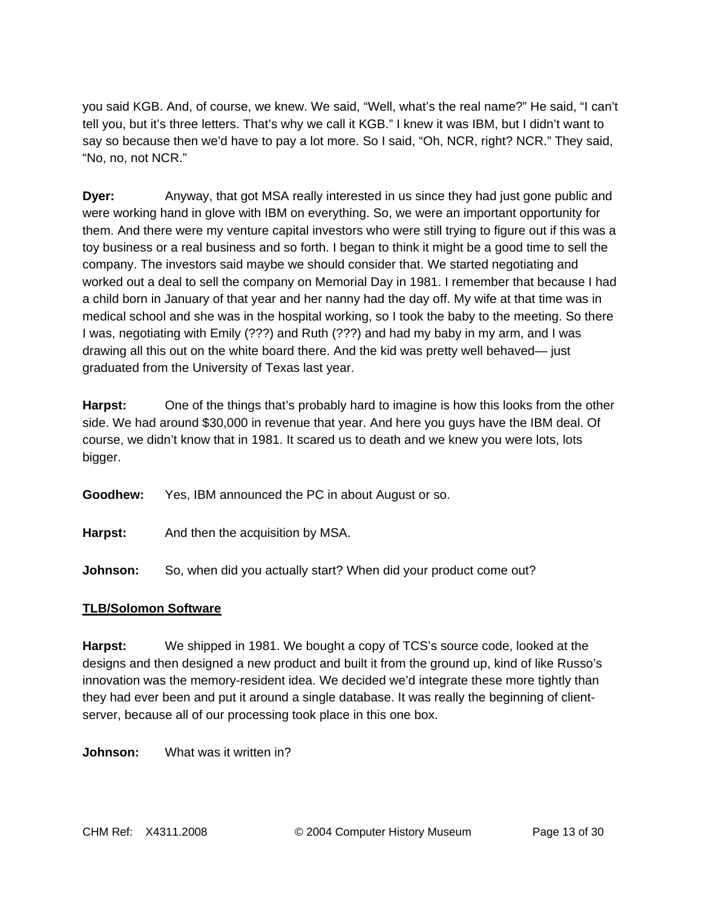you said KGB. And, of course, we knew. We said, “Well, what’s the real name?” He said, “I can’t tell you, but it’s three letters. That’s why we call it KGB.” I knew it was IBM, but I didn’t want to say so because then we’d have to pay a lot more. So I said, “Oh, NCR, right? NCR.” They said, “No, no, not NCR.”

**Dyer:** Anyway, that got MSA really interested in us since they had just gone public and were working hand in glove with IBM on everything. So, we were an important opportunity for them. And there were my venture capital investors who were still trying to figure out if this was a toy business or a real business and so forth. I began to think it might be a good time to sell the company. The investors said maybe we should consider that. We started negotiating and worked out a deal to sell the company on Memorial Day in 1981. I remember that because I had a child born in January of that year and her nanny had the day off. My wife at that time was in medical school and she was in the hospital working, so I took the baby to the meeting. So there I was, negotiating with Emily (???) and Ruth (???) and had my baby in my arm, and I was drawing all this out on the white board there. And the kid was pretty well behaved— just graduated from the University of Texas last year.

**Harpst:** One of the things that’s probably hard to imagine is how this looks from the other side. We had around $30,000 in revenue that year. And here you guys have the IBM deal. Of course, we didn’t know that in 1981. It scared us to death and we knew you were lots, lots bigger.

**Goodhew:** Yes, IBM announced the PC in about August or so.

**Harpst:** And then the acquisition by MSA.

**Johnson:** So, when did you actually start? When did your product come out?

**<u>TLB/Solomon Software</u>**

**Harpst:** We shipped in 1981. We bought a copy of TCS’s source code, looked at the designs and then designed a new product and built it from the ground up, kind of like Russo’s innovation was the memory-resident idea. We decided we’d integrate these more tightly than they had ever been and put it around a single database. It was really the beginning of client-server, because all of our processing took place in this one box.

**Johnson:** What was it written in?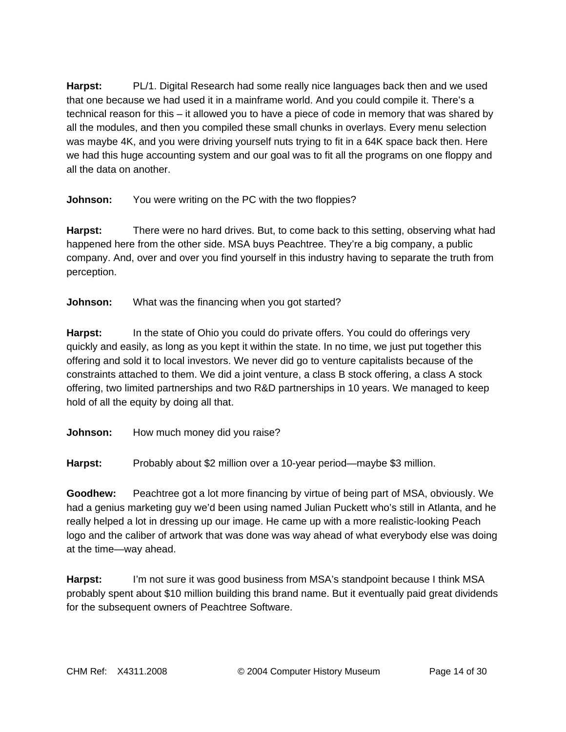**Harpst:** PL/1. Digital Research had some really nice languages back then and we used that one because we had used it in a mainframe world. And you could compile it. There's a technical reason for this – it allowed you to have a piece of code in memory that was shared by all the modules, and then you compiled these small chunks in overlays. Every menu selection was maybe 4K, and you were driving yourself nuts trying to fit in a 64K space back then. Here we had this huge accounting system and our goal was to fit all the programs on one floppy and all the data on another.

**Johnson:** You were writing on the PC with the two floppies?

**Harpst:** There were no hard drives. But, to come back to this setting, observing what had happened here from the other side. MSA buys Peachtree. They're a big company, a public company. And, over and over you find yourself in this industry having to separate the truth from perception.

**Johnson:** What was the financing when you got started?

**Harpst:** In the state of Ohio you could do private offers. You could do offerings very quickly and easily, as long as you kept it within the state. In no time, we just put together this offering and sold it to local investors. We never did go to venture capitalists because of the constraints attached to them. We did a joint venture, a class B stock offering, a class A stock offering, two limited partnerships and two R&D partnerships in 10 years. We managed to keep hold of all the equity by doing all that.

**Johnson:** How much money did you raise?

**Harpst:** Probably about $2 million over a 10-year period—maybe $3 million.

**Goodhew:** Peachtree got a lot more financing by virtue of being part of MSA, obviously. We had a genius marketing guy we'd been using named Julian Puckett who's still in Atlanta, and he really helped a lot in dressing up our image. He came up with a more realistic-looking Peach logo and the caliber of artwork that was done was way ahead of what everybody else was doing at the time—way ahead.

**Harpst:** I'm not sure it was good business from MSA's standpoint because I think MSA probably spent about $10 million building this brand name. But it eventually paid great dividends for the subsequent owners of Peachtree Software.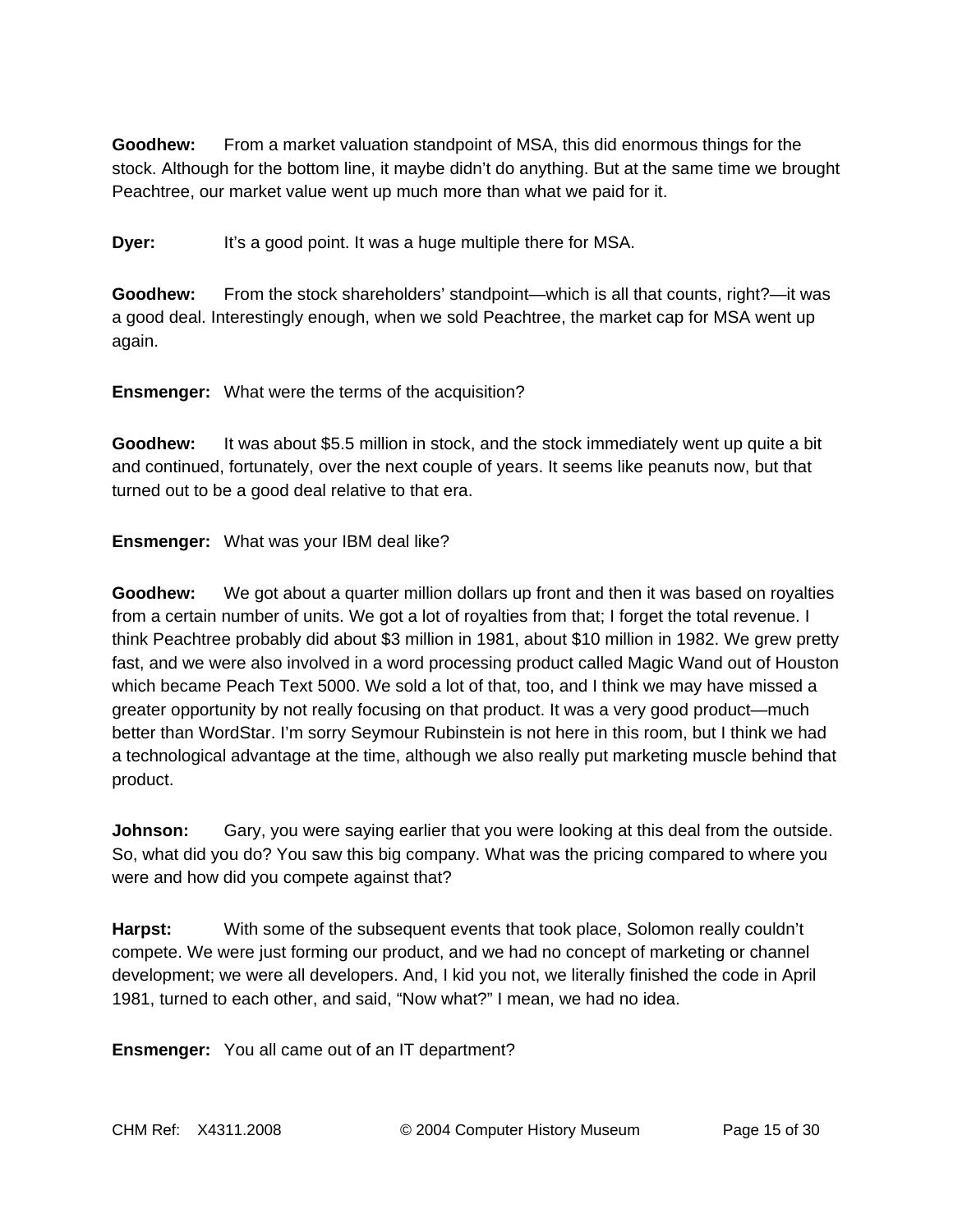**Goodhew:** From a market valuation standpoint of MSA, this did enormous things for the stock. Although for the bottom line, it maybe didn't do anything. But at the same time we brought Peachtree, our market value went up much more than what we paid for it.

**Dyer:** It's a good point. It was a huge multiple there for MSA.

**Goodhew:** From the stock shareholders' standpoint—which is all that counts, right?—it was a good deal. Interestingly enough, when we sold Peachtree, the market cap for MSA went up again.

**Ensmenger:** What were the terms of the acquisition?

**Goodhew:** It was about $5.5 million in stock, and the stock immediately went up quite a bit and continued, fortunately, over the next couple of years. It seems like peanuts now, but that turned out to be a good deal relative to that era.

**Ensmenger:** What was your IBM deal like?

**Goodhew:** We got about a quarter million dollars up front and then it was based on royalties from a certain number of units. We got a lot of royalties from that; I forget the total revenue. I think Peachtree probably did about $3 million in 1981, about $10 million in 1982. We grew pretty fast, and we were also involved in a word processing product called Magic Wand out of Houston which became Peach Text 5000. We sold a lot of that, too, and I think we may have missed a greater opportunity by not really focusing on that product. It was a very good product—much better than WordStar. I'm sorry Seymour Rubinstein is not here in this room, but I think we had a technological advantage at the time, although we also really put marketing muscle behind that product.

**Johnson:** Gary, you were saying earlier that you were looking at this deal from the outside. So, what did you do? You saw this big company. What was the pricing compared to where you were and how did you compete against that?

**Harpst:** With some of the subsequent events that took place, Solomon really couldn't compete. We were just forming our product, and we had no concept of marketing or channel development; we were all developers. And, I kid you not, we literally finished the code in April 1981, turned to each other, and said, "Now what?" I mean, we had no idea.

**Ensmenger:** You all came out of an IT department?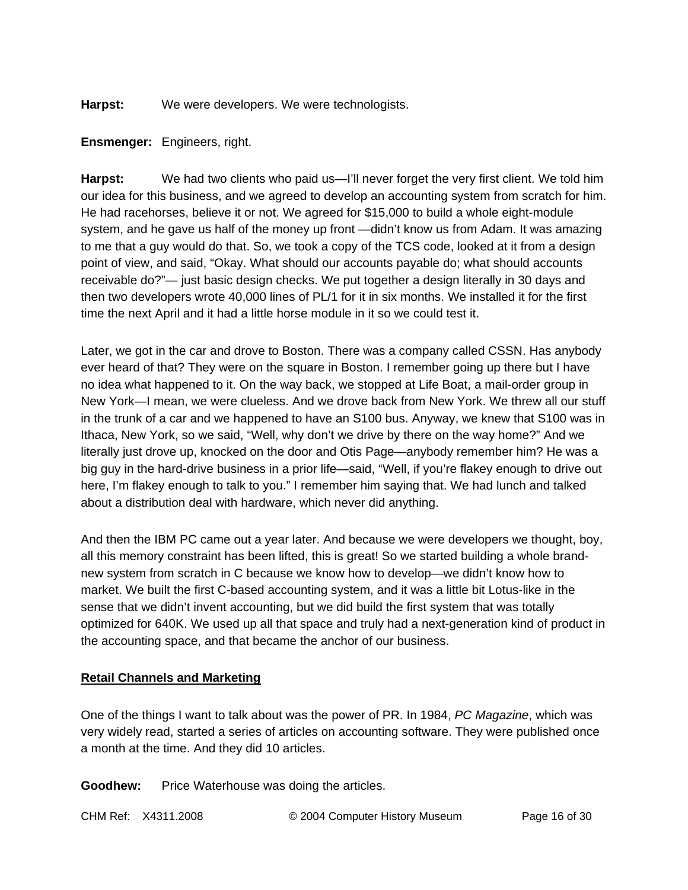**Harpst:** We were developers. We were technologists.

**Ensmenger:** Engineers, right.

**Harpst:** We had two clients who paid us—I'll never forget the very first client. We told him our idea for this business, and we agreed to develop an accounting system from scratch for him. He had racehorses, believe it or not. We agreed for $15,000 to build a whole eight-module system, and he gave us half of the money up front —didn't know us from Adam. It was amazing to me that a guy would do that. So, we took a copy of the TCS code, looked at it from a design point of view, and said, "Okay. What should our accounts payable do; what should accounts receivable do?"— just basic design checks. We put together a design literally in 30 days and then two developers wrote 40,000 lines of PL/1 for it in six months. We installed it for the first time the next April and it had a little horse module in it so we could test it.

Later, we got in the car and drove to Boston. There was a company called CSSN. Has anybody ever heard of that? They were on the square in Boston. I remember going up there but I have no idea what happened to it. On the way back, we stopped at Life Boat, a mail-order group in New York—I mean, we were clueless. And we drove back from New York. We threw all our stuff in the trunk of a car and we happened to have an S100 bus. Anyway, we knew that S100 was in Ithaca, New York, so we said, "Well, why don't we drive by there on the way home?" And we literally just drove up, knocked on the door and Otis Page—anybody remember him? He was a big guy in the hard-drive business in a prior life—said, "Well, if you're flakey enough to drive out here, I'm flakey enough to talk to you." I remember him saying that. We had lunch and talked about a distribution deal with hardware, which never did anything.

And then the IBM PC came out a year later. And because we were developers we thought, boy, all this memory constraint has been lifted, this is great! So we started building a whole brand-new system from scratch in C because we know how to develop—we didn't know how to market. We built the first C-based accounting system, and it was a little bit Lotus-like in the sense that we didn't invent accounting, but we did build the first system that was totally optimized for 640K. We used up all that space and truly had a next-generation kind of product in the accounting space, and that became the anchor of our business.

## Retail Channels and Marketing

One of the things I want to talk about was the power of PR. In 1984, *PC Magazine*, which was very widely read, started a series of articles on accounting software. They were published once a month at the time. And they did 10 articles.

**Goodhew:** Price Waterhouse was doing the articles.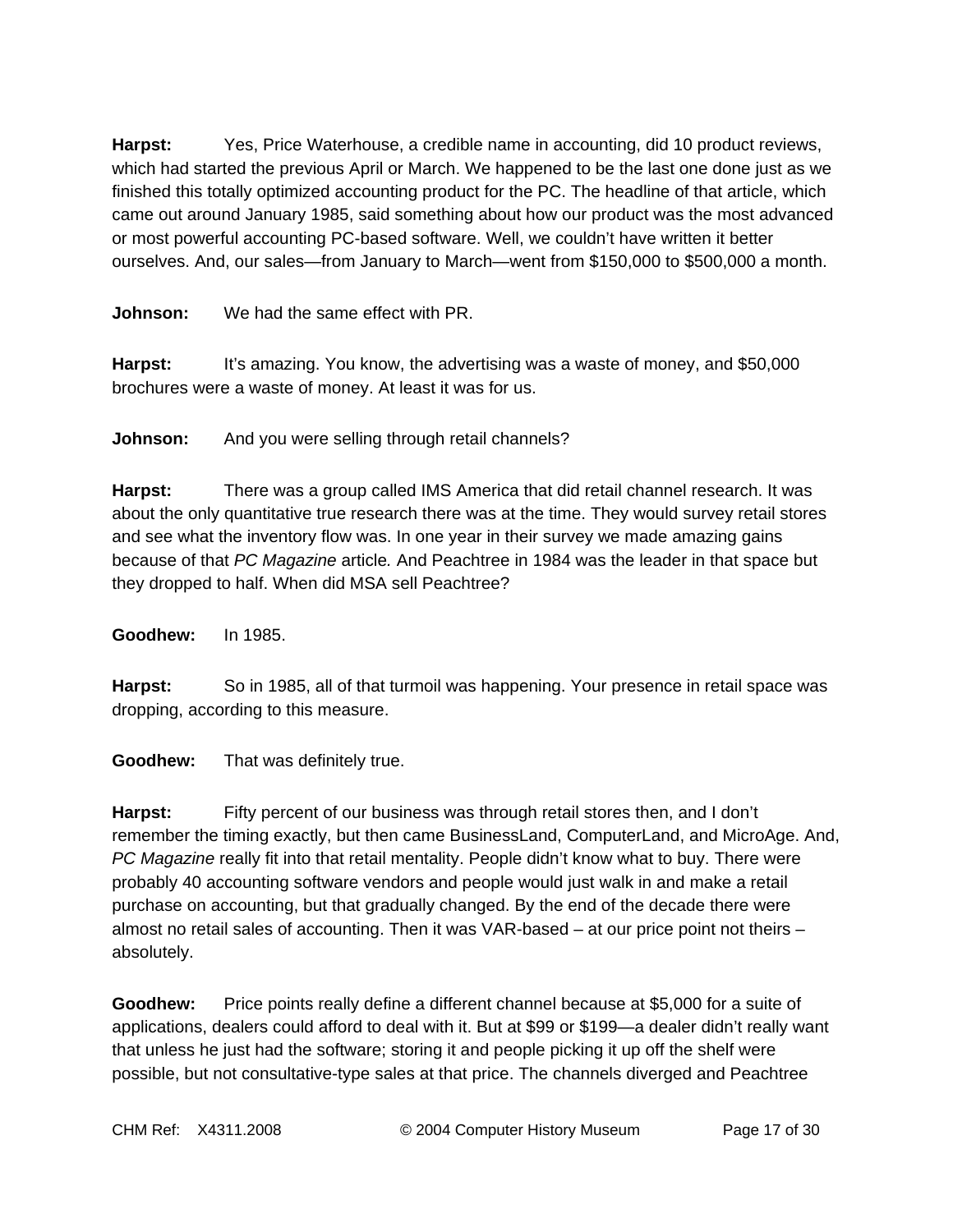**Harpst:** Yes, Price Waterhouse, a credible name in accounting, did 10 product reviews, which had started the previous April or March. We happened to be the last one done just as we finished this totally optimized accounting product for the PC. The headline of that article, which came out around January 1985, said something about how our product was the most advanced or most powerful accounting PC-based software. Well, we couldn't have written it better ourselves. And, our sales—from January to March—went from $150,000 to $500,000 a month.

**Johnson:** We had the same effect with PR.

**Harpst:** It's amazing. You know, the advertising was a waste of money, and $50,000 brochures were a waste of money. At least it was for us.

**Johnson:** And you were selling through retail channels?

**Harpst:** There was a group called IMS America that did retail channel research. It was about the only quantitative true research there was at the time. They would survey retail stores and see what the inventory flow was. In one year in their survey we made amazing gains because of that *PC Magazine* article*.* And Peachtree in 1984 was the leader in that space but they dropped to half. When did MSA sell Peachtree?

**Goodhew:** In 1985.

**Harpst:** So in 1985, all of that turmoil was happening. Your presence in retail space was dropping, according to this measure.

**Goodhew:** That was definitely true.

**Harpst:** Fifty percent of our business was through retail stores then, and I don't remember the timing exactly, but then came BusinessLand, ComputerLand, and MicroAge. And, *PC Magazine* really fit into that retail mentality. People didn't know what to buy. There were probably 40 accounting software vendors and people would just walk in and make a retail purchase on accounting, but that gradually changed. By the end of the decade there were almost no retail sales of accounting. Then it was VAR-based – at our price point not theirs – absolutely.

**Goodhew:** Price points really define a different channel because at $5,000 for a suite of applications, dealers could afford to deal with it. But at $99 or $199—a dealer didn't really want that unless he just had the software; storing it and people picking it up off the shelf were possible, but not consultative-type sales at that price. The channels diverged and Peachtree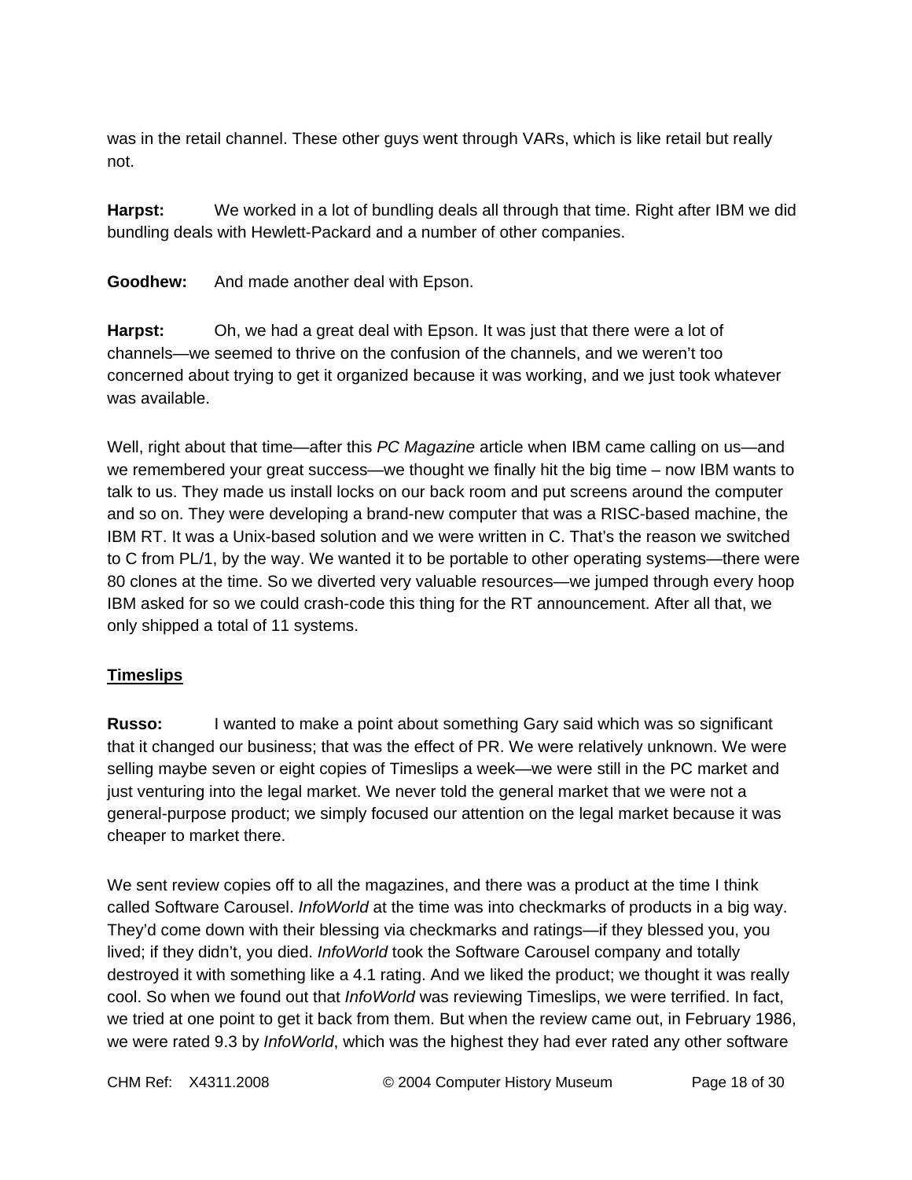was in the retail channel. These other guys went through VARs, which is like retail but really not.

**Harpst:** We worked in a lot of bundling deals all through that time. Right after IBM we did bundling deals with Hewlett-Packard and a number of other companies.

**Goodhew:** And made another deal with Epson.

**Harpst:** Oh, we had a great deal with Epson. It was just that there were a lot of channels—we seemed to thrive on the confusion of the channels, and we weren't too concerned about trying to get it organized because it was working, and we just took whatever was available.

Well, right about that time—after this *PC Magazine* article when IBM came calling on us—and we remembered your great success—we thought we finally hit the big time – now IBM wants to talk to us. They made us install locks on our back room and put screens around the computer and so on. They were developing a brand-new computer that was a RISC-based machine, the IBM RT. It was a Unix-based solution and we were written in C. That's the reason we switched to C from PL/1, by the way. We wanted it to be portable to other operating systems—there were 80 clones at the time. So we diverted very valuable resources—we jumped through every hoop IBM asked for so we could crash-code this thing for the RT announcement. After all that, we only shipped a total of 11 systems.

## Timeslips

**Russo:** I wanted to make a point about something Gary said which was so significant that it changed our business; that was the effect of PR. We were relatively unknown. We were selling maybe seven or eight copies of Timeslips a week—we were still in the PC market and just venturing into the legal market. We never told the general market that we were not a general-purpose product; we simply focused our attention on the legal market because it was cheaper to market there.

We sent review copies off to all the magazines, and there was a product at the time I think called Software Carousel. *InfoWorld* at the time was into checkmarks of products in a big way. They'd come down with their blessing via checkmarks and ratings—if they blessed you, you lived; if they didn't, you died. *InfoWorld* took the Software Carousel company and totally destroyed it with something like a 4.1 rating. And we liked the product; we thought it was really cool. So when we found out that *InfoWorld* was reviewing Timeslips, we were terrified. In fact, we tried at one point to get it back from them. But when the review came out, in February 1986, we were rated 9.3 by *InfoWorld*, which was the highest they had ever rated any other software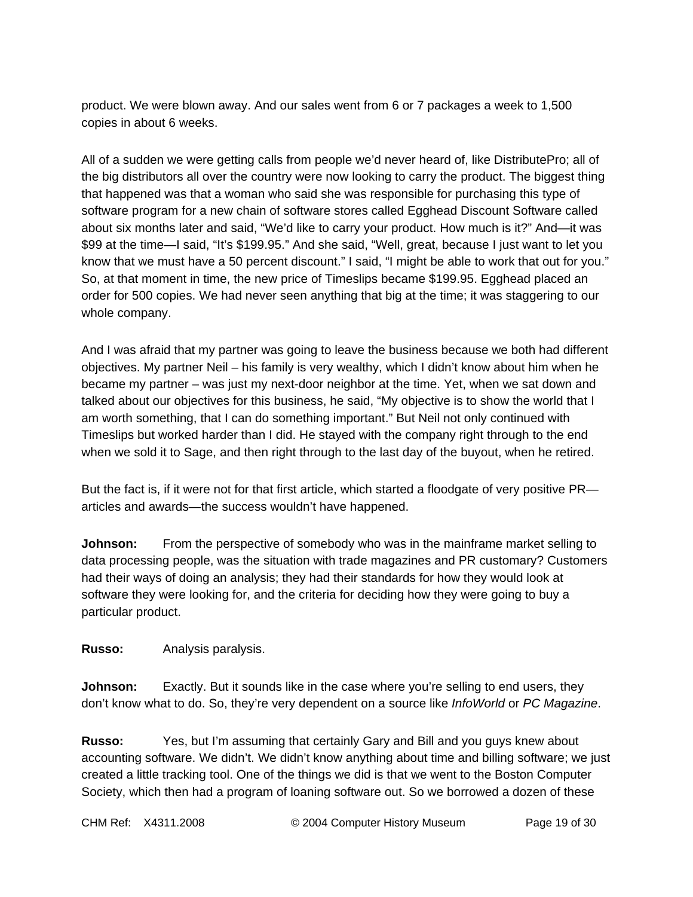product. We were blown away. And our sales went from 6 or 7 packages a week to 1,500 copies in about 6 weeks.

All of a sudden we were getting calls from people we'd never heard of, like DistributePro; all of the big distributors all over the country were now looking to carry the product. The biggest thing that happened was that a woman who said she was responsible for purchasing this type of software program for a new chain of software stores called Egghead Discount Software called about six months later and said, "We'd like to carry your product. How much is it?" And—it was $99 at the time—I said, "It's $199.95." And she said, "Well, great, because I just want to let you know that we must have a 50 percent discount." I said, "I might be able to work that out for you." So, at that moment in time, the new price of Timeslips became $199.95. Egghead placed an order for 500 copies. We had never seen anything that big at the time; it was staggering to our whole company.

And I was afraid that my partner was going to leave the business because we both had different objectives. My partner Neil – his family is very wealthy, which I didn't know about him when he became my partner – was just my next-door neighbor at the time. Yet, when we sat down and talked about our objectives for this business, he said, "My objective is to show the world that I am worth something, that I can do something important." But Neil not only continued with Timeslips but worked harder than I did. He stayed with the company right through to the end when we sold it to Sage, and then right through to the last day of the buyout, when he retired.

But the fact is, if it were not for that first article, which started a floodgate of very positive PR—articles and awards—the success wouldn't have happened.

**Johnson:** From the perspective of somebody who was in the mainframe market selling to data processing people, was the situation with trade magazines and PR customary? Customers had their ways of doing an analysis; they had their standards for how they would look at software they were looking for, and the criteria for deciding how they were going to buy a particular product.

**Russo:** Analysis paralysis.

**Johnson:** Exactly. But it sounds like in the case where you're selling to end users, they don't know what to do. So, they're very dependent on a source like *InfoWorld* or *PC Magazine*.

**Russo:** Yes, but I'm assuming that certainly Gary and Bill and you guys knew about accounting software. We didn't. We didn't know anything about time and billing software; we just created a little tracking tool. One of the things we did is that we went to the Boston Computer Society, which then had a program of loaning software out. So we borrowed a dozen of these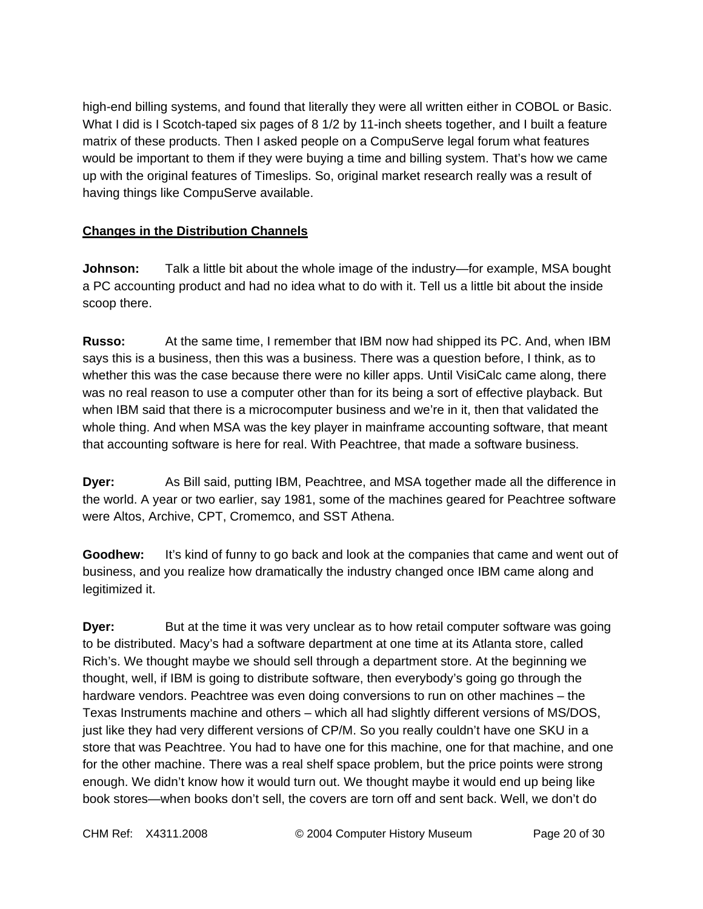high-end billing systems, and found that literally they were all written either in COBOL or Basic. What I did is I Scotch-taped six pages of 8 1/2 by 11-inch sheets together, and I built a feature matrix of these products. Then I asked people on a CompuServe legal forum what features would be important to them if they were buying a time and billing system. That's how we came up with the original features of Timeslips. So, original market research really was a result of having things like CompuServe available.

## Changes in the Distribution Channels

**Johnson:** Talk a little bit about the whole image of the industry—for example, MSA bought a PC accounting product and had no idea what to do with it. Tell us a little bit about the inside scoop there.

**Russo:** At the same time, I remember that IBM now had shipped its PC. And, when IBM says this is a business, then this was a business. There was a question before, I think, as to whether this was the case because there were no killer apps. Until VisiCalc came along, there was no real reason to use a computer other than for its being a sort of effective playback. But when IBM said that there is a microcomputer business and we're in it, then that validated the whole thing. And when MSA was the key player in mainframe accounting software, that meant that accounting software is here for real. With Peachtree, that made a software business.

**Dyer:** As Bill said, putting IBM, Peachtree, and MSA together made all the difference in the world. A year or two earlier, say 1981, some of the machines geared for Peachtree software were Altos, Archive, CPT, Cromemco, and SST Athena.

**Goodhew:** It's kind of funny to go back and look at the companies that came and went out of business, and you realize how dramatically the industry changed once IBM came along and legitimized it.

**Dyer:** But at the time it was very unclear as to how retail computer software was going to be distributed. Macy's had a software department at one time at its Atlanta store, called Rich's. We thought maybe we should sell through a department store. At the beginning we thought, well, if IBM is going to distribute software, then everybody's going go through the hardware vendors. Peachtree was even doing conversions to run on other machines – the Texas Instruments machine and others – which all had slightly different versions of MS/DOS, just like they had very different versions of CP/M. So you really couldn't have one SKU in a store that was Peachtree. You had to have one for this machine, one for that machine, and one for the other machine. There was a real shelf space problem, but the price points were strong enough. We didn't know how it would turn out. We thought maybe it would end up being like book stores—when books don't sell, the covers are torn off and sent back. Well, we don't do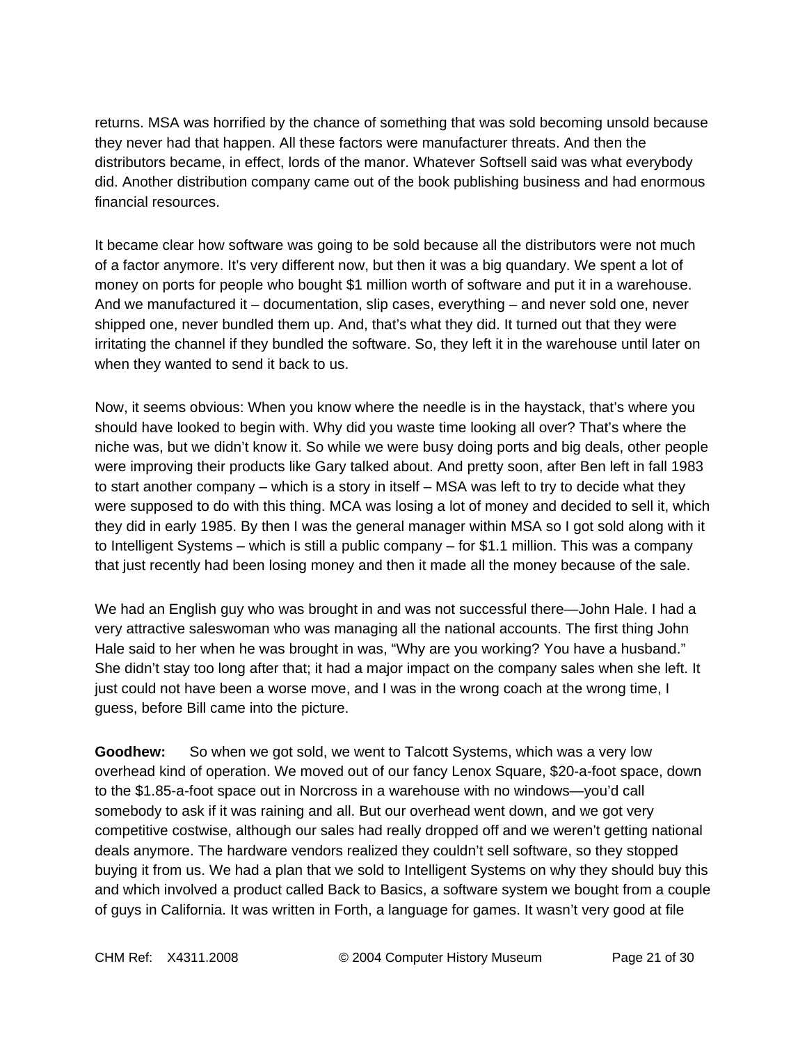returns. MSA was horrified by the chance of something that was sold becoming unsold because they never had that happen. All these factors were manufacturer threats. And then the distributors became, in effect, lords of the manor. Whatever Softsell said was what everybody did. Another distribution company came out of the book publishing business and had enormous financial resources.

It became clear how software was going to be sold because all the distributors were not much of a factor anymore. It's very different now, but then it was a big quandary. We spent a lot of money on ports for people who bought $1 million worth of software and put it in a warehouse. And we manufactured it – documentation, slip cases, everything – and never sold one, never shipped one, never bundled them up. And, that's what they did. It turned out that they were irritating the channel if they bundled the software. So, they left it in the warehouse until later on when they wanted to send it back to us.

Now, it seems obvious: When you know where the needle is in the haystack, that's where you should have looked to begin with. Why did you waste time looking all over? That's where the niche was, but we didn't know it. So while we were busy doing ports and big deals, other people were improving their products like Gary talked about. And pretty soon, after Ben left in fall 1983 to start another company – which is a story in itself – MSA was left to try to decide what they were supposed to do with this thing. MCA was losing a lot of money and decided to sell it, which they did in early 1985. By then I was the general manager within MSA so I got sold along with it to Intelligent Systems – which is still a public company – for $1.1 million. This was a company that just recently had been losing money and then it made all the money because of the sale.

We had an English guy who was brought in and was not successful there—John Hale. I had a very attractive saleswoman who was managing all the national accounts. The first thing John Hale said to her when he was brought in was, "Why are you working? You have a husband." She didn't stay too long after that; it had a major impact on the company sales when she left. It just could not have been a worse move, and I was in the wrong coach at the wrong time, I guess, before Bill came into the picture.

**Goodhew:** So when we got sold, we went to Talcott Systems, which was a very low overhead kind of operation. We moved out of our fancy Lenox Square, $20-a-foot space, down to the $1.85-a-foot space out in Norcross in a warehouse with no windows—you'd call somebody to ask if it was raining and all. But our overhead went down, and we got very competitive costwise, although our sales had really dropped off and we weren't getting national deals anymore. The hardware vendors realized they couldn't sell software, so they stopped buying it from us. We had a plan that we sold to Intelligent Systems on why they should buy this and which involved a product called Back to Basics, a software system we bought from a couple of guys in California. It was written in Forth, a language for games. It wasn't very good at file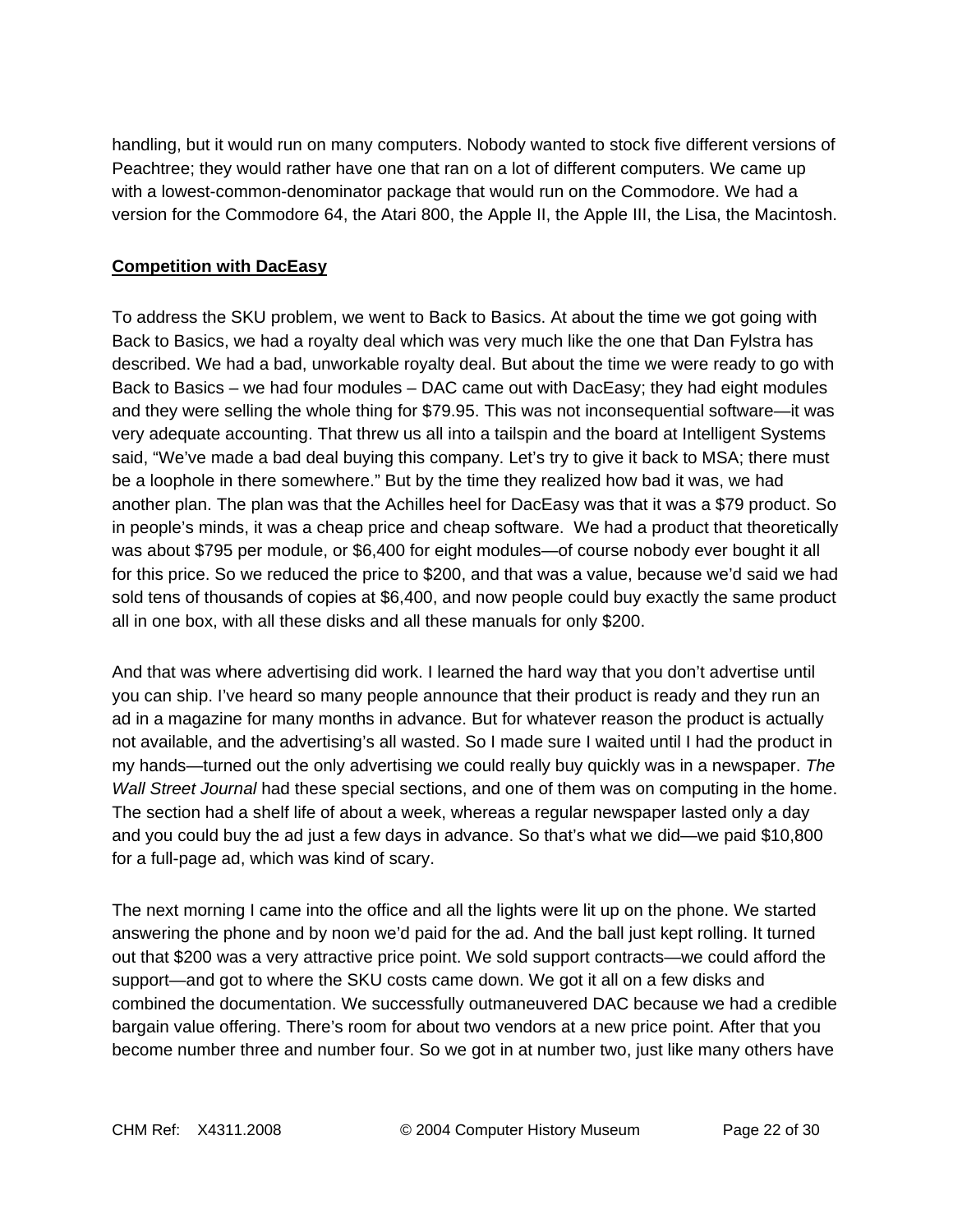handling, but it would run on many computers. Nobody wanted to stock five different versions of Peachtree; they would rather have one that ran on a lot of different computers. We came up with a lowest-common-denominator package that would run on the Commodore. We had a version for the Commodore 64, the Atari 800, the Apple II, the Apple III, the Lisa, the Macintosh.

## **Competition with DacEasy**

To address the SKU problem, we went to Back to Basics. At about the time we got going with Back to Basics, we had a royalty deal which was very much like the one that Dan Fylstra has described. We had a bad, unworkable royalty deal. But about the time we were ready to go with Back to Basics – we had four modules – DAC came out with DacEasy; they had eight modules and they were selling the whole thing for $79.95. This was not inconsequential software—it was very adequate accounting. That threw us all into a tailspin and the board at Intelligent Systems said, "We've made a bad deal buying this company. Let's try to give it back to MSA; there must be a loophole in there somewhere." But by the time they realized how bad it was, we had another plan. The plan was that the Achilles heel for DacEasy was that it was a $79 product. So in people's minds, it was a cheap price and cheap software. We had a product that theoretically was about $795 per module, or $6,400 for eight modules—of course nobody ever bought it all for this price. So we reduced the price to $200, and that was a value, because we'd said we had sold tens of thousands of copies at $6,400, and now people could buy exactly the same product all in one box, with all these disks and all these manuals for only $200.

And that was where advertising did work. I learned the hard way that you don't advertise until you can ship. I've heard so many people announce that their product is ready and they run an ad in a magazine for many months in advance. But for whatever reason the product is actually not available, and the advertising's all wasted. So I made sure I waited until I had the product in my hands—turned out the only advertising we could really buy quickly was in a newspaper. *The Wall Street Journal* had these special sections, and one of them was on computing in the home. The section had a shelf life of about a week, whereas a regular newspaper lasted only a day and you could buy the ad just a few days in advance. So that's what we did—we paid $10,800 for a full-page ad, which was kind of scary.

The next morning I came into the office and all the lights were lit up on the phone. We started answering the phone and by noon we'd paid for the ad. And the ball just kept rolling. It turned out that $200 was a very attractive price point. We sold support contracts—we could afford the support—and got to where the SKU costs came down. We got it all on a few disks and combined the documentation. We successfully outmaneuvered DAC because we had a credible bargain value offering. There's room for about two vendors at a new price point. After that you become number three and number four. So we got in at number two, just like many others have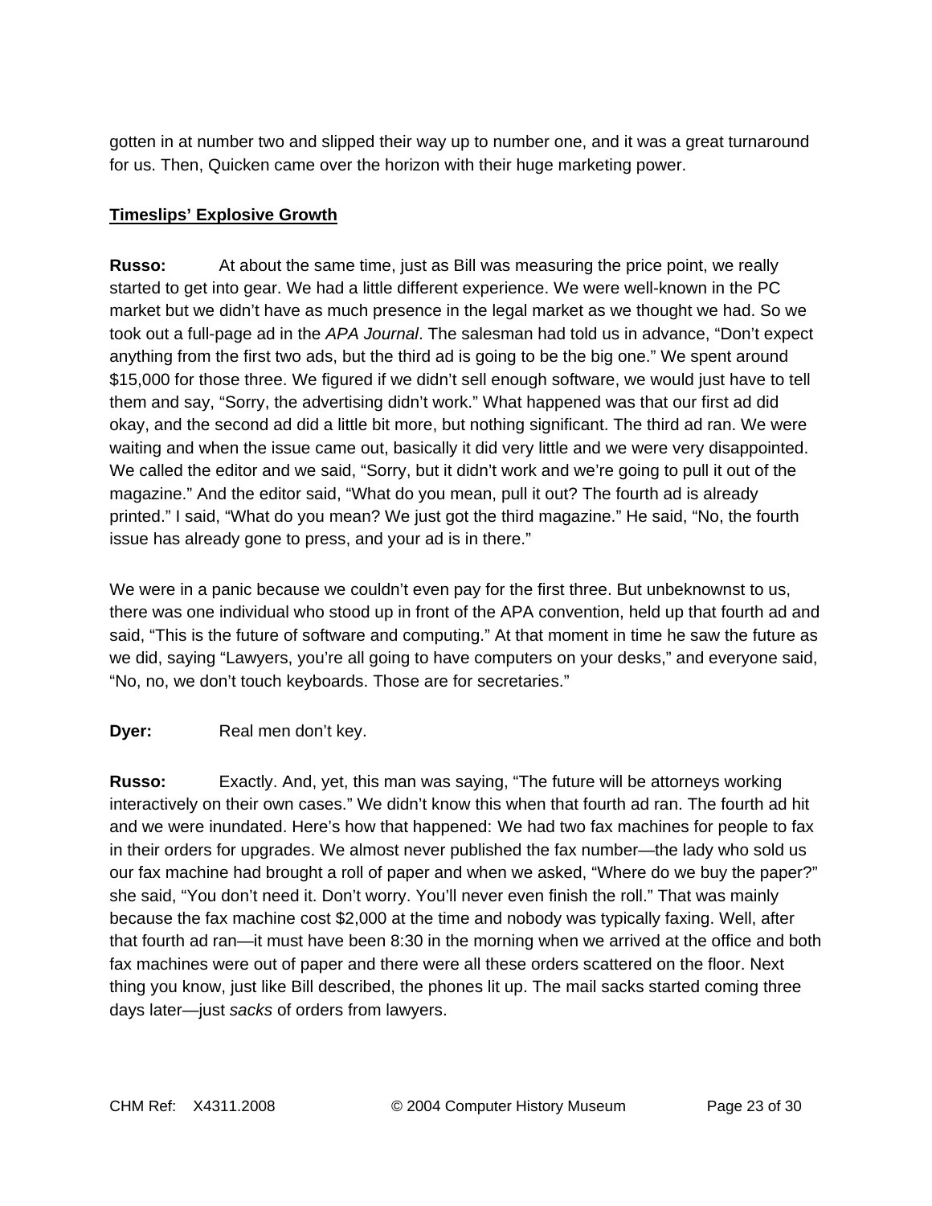gotten in at number two and slipped their way up to number one, and it was a great turnaround for us. Then, Quicken came over the horizon with their huge marketing power.

## Timeslips' Explosive Growth

**Russo:** At about the same time, just as Bill was measuring the price point, we really started to get into gear. We had a little different experience. We were well-known in the PC market but we didn't have as much presence in the legal market as we thought we had. So we took out a full-page ad in the *APA Journal*. The salesman had told us in advance, "Don't expect anything from the first two ads, but the third ad is going to be the big one." We spent around $15,000 for those three. We figured if we didn't sell enough software, we would just have to tell them and say, "Sorry, the advertising didn't work." What happened was that our first ad did okay, and the second ad did a little bit more, but nothing significant. The third ad ran. We were waiting and when the issue came out, basically it did very little and we were very disappointed. We called the editor and we said, "Sorry, but it didn't work and we're going to pull it out of the magazine." And the editor said, "What do you mean, pull it out? The fourth ad is already printed." I said, "What do you mean? We just got the third magazine." He said, "No, the fourth issue has already gone to press, and your ad is in there."

We were in a panic because we couldn't even pay for the first three. But unbeknownst to us, there was one individual who stood up in front of the APA convention, held up that fourth ad and said, "This is the future of software and computing." At that moment in time he saw the future as we did, saying "Lawyers, you're all going to have computers on your desks," and everyone said, "No, no, we don't touch keyboards. Those are for secretaries."

**Dyer:** Real men don't key.

**Russo:** Exactly. And, yet, this man was saying, "The future will be attorneys working interactively on their own cases." We didn't know this when that fourth ad ran. The fourth ad hit and we were inundated. Here's how that happened: We had two fax machines for people to fax in their orders for upgrades. We almost never published the fax number—the lady who sold us our fax machine had brought a roll of paper and when we asked, "Where do we buy the paper?" she said, "You don't need it. Don't worry. You'll never even finish the roll." That was mainly because the fax machine cost $2,000 at the time and nobody was typically faxing. Well, after that fourth ad ran—it must have been 8:30 in the morning when we arrived at the office and both fax machines were out of paper and there were all these orders scattered on the floor. Next thing you know, just like Bill described, the phones lit up. The mail sacks started coming three days later—just *sacks* of orders from lawyers.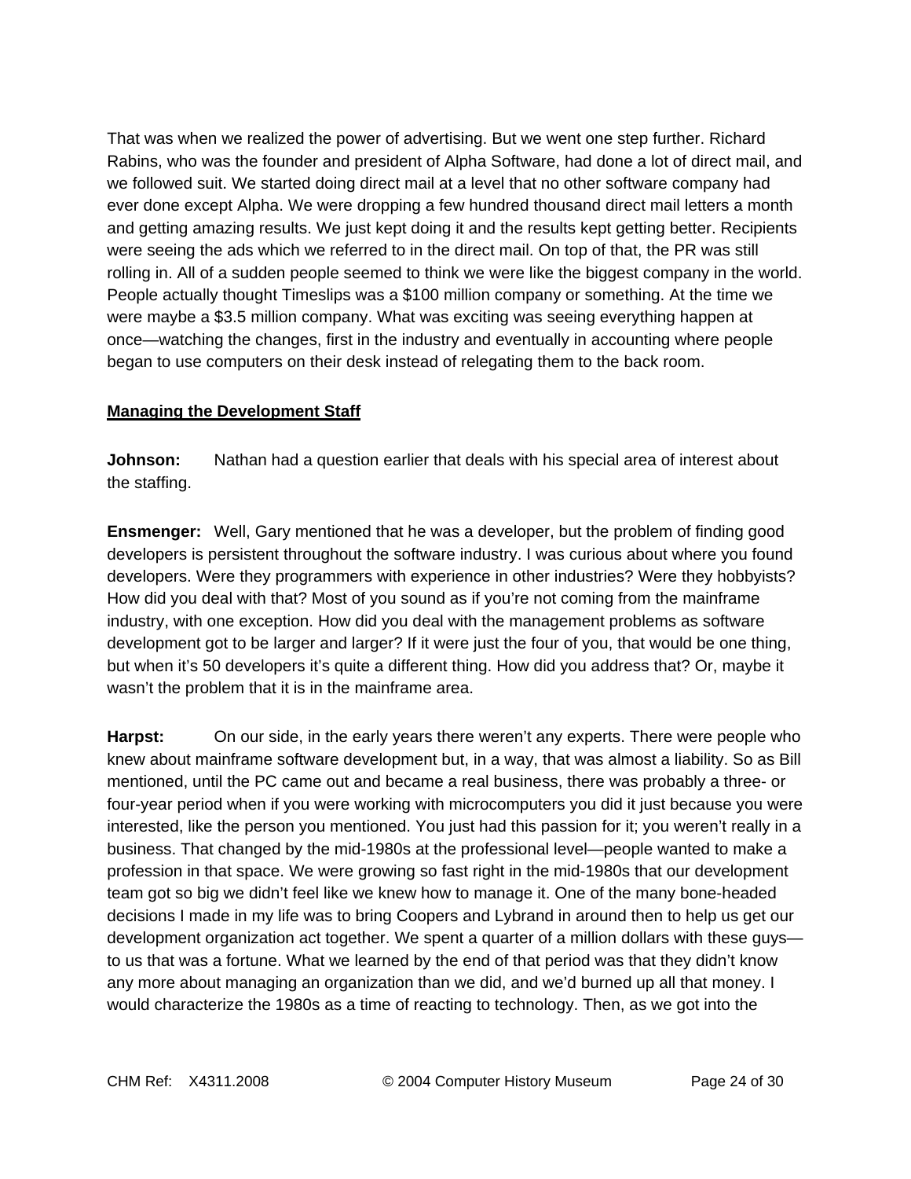That was when we realized the power of advertising. But we went one step further. Richard Rabins, who was the founder and president of Alpha Software, had done a lot of direct mail, and we followed suit. We started doing direct mail at a level that no other software company had ever done except Alpha. We were dropping a few hundred thousand direct mail letters a month and getting amazing results. We just kept doing it and the results kept getting better. Recipients were seeing the ads which we referred to in the direct mail. On top of that, the PR was still rolling in. All of a sudden people seemed to think we were like the biggest company in the world. People actually thought Timeslips was a $100 million company or something. At the time we were maybe a $3.5 million company. What was exciting was seeing everything happen at once—watching the changes, first in the industry and eventually in accounting where people began to use computers on their desk instead of relegating them to the back room.

**Managing the Development Staff**

**Johnson:** Nathan had a question earlier that deals with his special area of interest about the staffing.

**Ensmenger:** Well, Gary mentioned that he was a developer, but the problem of finding good developers is persistent throughout the software industry. I was curious about where you found developers. Were they programmers with experience in other industries? Were they hobbyists? How did you deal with that? Most of you sound as if you're not coming from the mainframe industry, with one exception. How did you deal with the management problems as software development got to be larger and larger? If it were just the four of you, that would be one thing, but when it's 50 developers it's quite a different thing. How did you address that? Or, maybe it wasn't the problem that it is in the mainframe area.

**Harpst:** On our side, in the early years there weren't any experts. There were people who knew about mainframe software development but, in a way, that was almost a liability. So as Bill mentioned, until the PC came out and became a real business, there was probably a three- or four-year period when if you were working with microcomputers you did it just because you were interested, like the person you mentioned. You just had this passion for it; you weren't really in a business. That changed by the mid-1980s at the professional level—people wanted to make a profession in that space. We were growing so fast right in the mid-1980s that our development team got so big we didn't feel like we knew how to manage it. One of the many bone-headed decisions I made in my life was to bring Coopers and Lybrand in around then to help us get our development organization act together. We spent a quarter of a million dollars with these guys—to us that was a fortune. What we learned by the end of that period was that they didn't know any more about managing an organization than we did, and we'd burned up all that money. I would characterize the 1980s as a time of reacting to technology. Then, as we got into the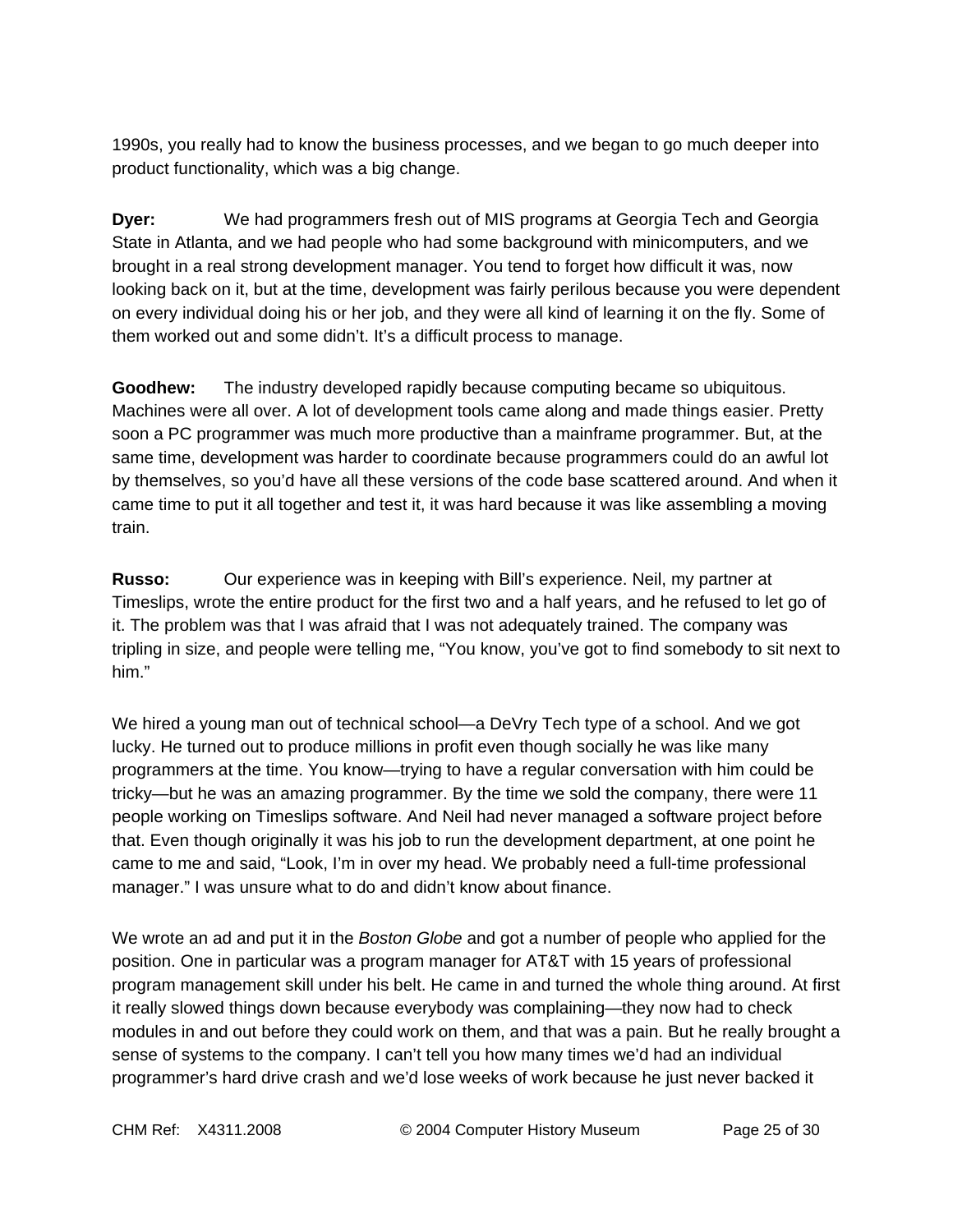1990s, you really had to know the business processes, and we began to go much deeper into product functionality, which was a big change.

**Dyer:** We had programmers fresh out of MIS programs at Georgia Tech and Georgia State in Atlanta, and we had people who had some background with minicomputers, and we brought in a real strong development manager. You tend to forget how difficult it was, now looking back on it, but at the time, development was fairly perilous because you were dependent on every individual doing his or her job, and they were all kind of learning it on the fly. Some of them worked out and some didn't. It's a difficult process to manage.

**Goodhew:** The industry developed rapidly because computing became so ubiquitous. Machines were all over. A lot of development tools came along and made things easier. Pretty soon a PC programmer was much more productive than a mainframe programmer. But, at the same time, development was harder to coordinate because programmers could do an awful lot by themselves, so you'd have all these versions of the code base scattered around. And when it came time to put it all together and test it, it was hard because it was like assembling a moving train.

**Russo:** Our experience was in keeping with Bill's experience. Neil, my partner at Timeslips, wrote the entire product for the first two and a half years, and he refused to let go of it. The problem was that I was afraid that I was not adequately trained. The company was tripling in size, and people were telling me, "You know, you've got to find somebody to sit next to him."

We hired a young man out of technical school—a DeVry Tech type of a school. And we got lucky. He turned out to produce millions in profit even though socially he was like many programmers at the time. You know—trying to have a regular conversation with him could be tricky—but he was an amazing programmer. By the time we sold the company, there were 11 people working on Timeslips software. And Neil had never managed a software project before that. Even though originally it was his job to run the development department, at one point he came to me and said, "Look, I'm in over my head. We probably need a full-time professional manager." I was unsure what to do and didn't know about finance.

We wrote an ad and put it in the *Boston Globe* and got a number of people who applied for the position. One in particular was a program manager for AT&T with 15 years of professional program management skill under his belt. He came in and turned the whole thing around. At first it really slowed things down because everybody was complaining—they now had to check modules in and out before they could work on them, and that was a pain. But he really brought a sense of systems to the company. I can't tell you how many times we'd had an individual programmer's hard drive crash and we'd lose weeks of work because he just never backed it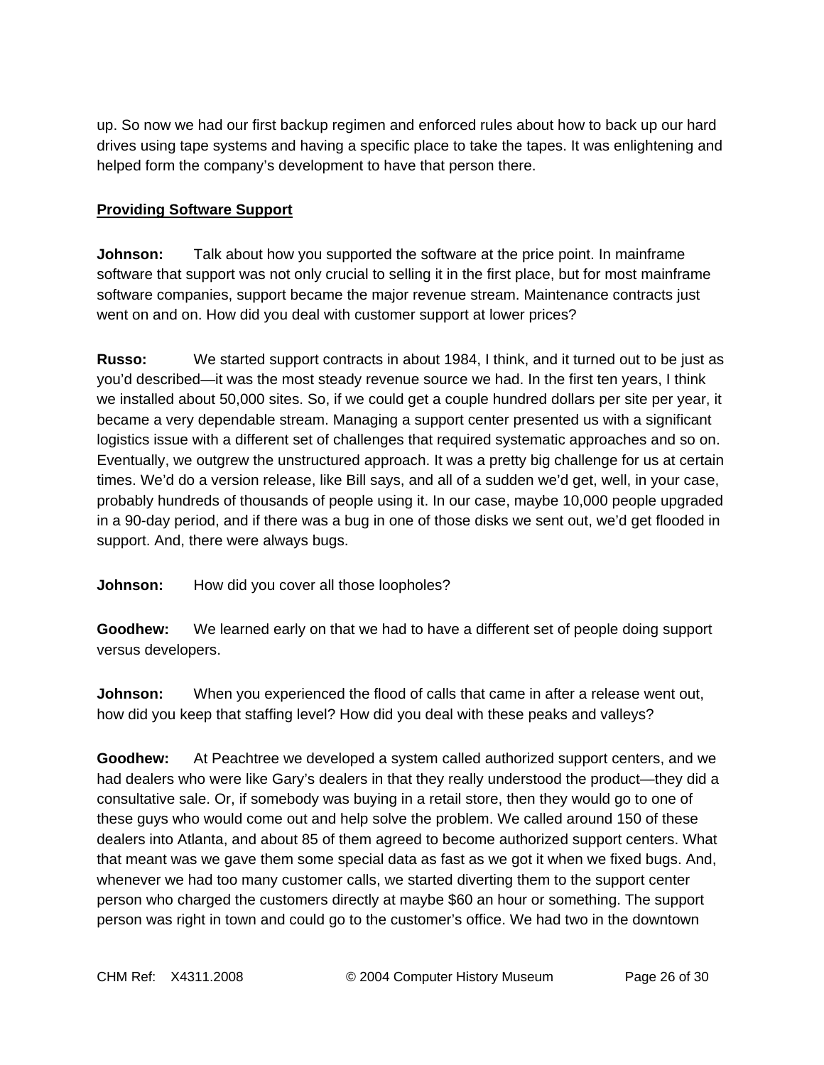up. So now we had our first backup regimen and enforced rules about how to back up our hard drives using tape systems and having a specific place to take the tapes. It was enlightening and helped form the company's development to have that person there.

**Providing Software Support**

**Johnson:** Talk about how you supported the software at the price point. In mainframe software that support was not only crucial to selling it in the first place, but for most mainframe software companies, support became the major revenue stream. Maintenance contracts just went on and on. How did you deal with customer support at lower prices?

**Russo:** We started support contracts in about 1984, I think, and it turned out to be just as you'd described—it was the most steady revenue source we had. In the first ten years, I think we installed about 50,000 sites. So, if we could get a couple hundred dollars per site per year, it became a very dependable stream. Managing a support center presented us with a significant logistics issue with a different set of challenges that required systematic approaches and so on. Eventually, we outgrew the unstructured approach. It was a pretty big challenge for us at certain times. We'd do a version release, like Bill says, and all of a sudden we'd get, well, in your case, probably hundreds of thousands of people using it. In our case, maybe 10,000 people upgraded in a 90-day period, and if there was a bug in one of those disks we sent out, we'd get flooded in support. And, there were always bugs.

**Johnson:** How did you cover all those loopholes?

**Goodhew:** We learned early on that we had to have a different set of people doing support versus developers.

**Johnson:** When you experienced the flood of calls that came in after a release went out, how did you keep that staffing level? How did you deal with these peaks and valleys?

**Goodhew:** At Peachtree we developed a system called authorized support centers, and we had dealers who were like Gary's dealers in that they really understood the product—they did a consultative sale. Or, if somebody was buying in a retail store, then they would go to one of these guys who would come out and help solve the problem. We called around 150 of these dealers into Atlanta, and about 85 of them agreed to become authorized support centers. What that meant was we gave them some special data as fast as we got it when we fixed bugs. And, whenever we had too many customer calls, we started diverting them to the support center person who charged the customers directly at maybe $60 an hour or something. The support person was right in town and could go to the customer's office. We had two in the downtown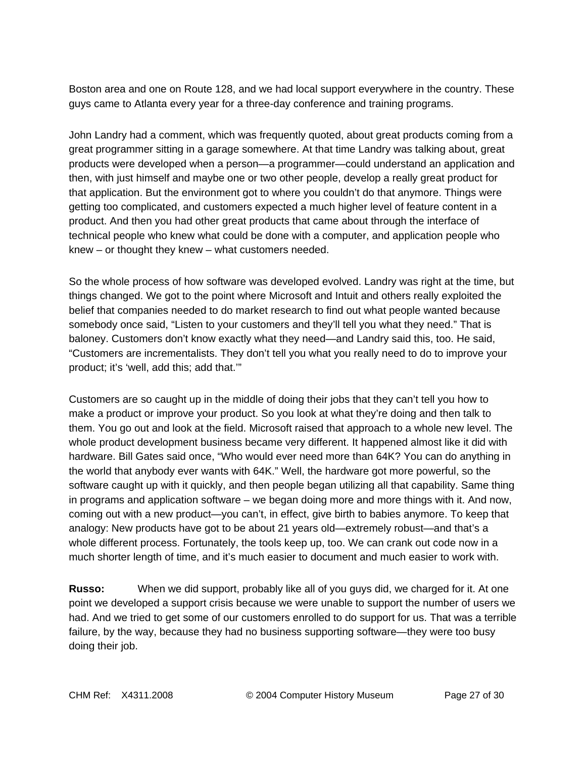Boston area and one on Route 128, and we had local support everywhere in the country. These guys came to Atlanta every year for a three-day conference and training programs.

John Landry had a comment, which was frequently quoted, about great products coming from a great programmer sitting in a garage somewhere. At that time Landry was talking about, great products were developed when a person—a programmer—could understand an application and then, with just himself and maybe one or two other people, develop a really great product for that application. But the environment got to where you couldn't do that anymore. Things were getting too complicated, and customers expected a much higher level of feature content in a product. And then you had other great products that came about through the interface of technical people who knew what could be done with a computer, and application people who knew – or thought they knew – what customers needed.

So the whole process of how software was developed evolved. Landry was right at the time, but things changed. We got to the point where Microsoft and Intuit and others really exploited the belief that companies needed to do market research to find out what people wanted because somebody once said, "Listen to your customers and they'll tell you what they need." That is baloney. Customers don't know exactly what they need—and Landry said this, too. He said, "Customers are incrementalists. They don't tell you what you really need to do to improve your product; it's 'well, add this; add that.'"

Customers are so caught up in the middle of doing their jobs that they can't tell you how to make a product or improve your product. So you look at what they're doing and then talk to them. You go out and look at the field. Microsoft raised that approach to a whole new level. The whole product development business became very different. It happened almost like it did with hardware. Bill Gates said once, "Who would ever need more than 64K? You can do anything in the world that anybody ever wants with 64K." Well, the hardware got more powerful, so the software caught up with it quickly, and then people began utilizing all that capability. Same thing in programs and application software – we began doing more and more things with it. And now, coming out with a new product—you can't, in effect, give birth to babies anymore. To keep that analogy: New products have got to be about 21 years old—extremely robust—and that's a whole different process. Fortunately, the tools keep up, too. We can crank out code now in a much shorter length of time, and it's much easier to document and much easier to work with.

**Russo:** When we did support, probably like all of you guys did, we charged for it. At one point we developed a support crisis because we were unable to support the number of users we had. And we tried to get some of our customers enrolled to do support for us. That was a terrible failure, by the way, because they had no business supporting software—they were too busy doing their job.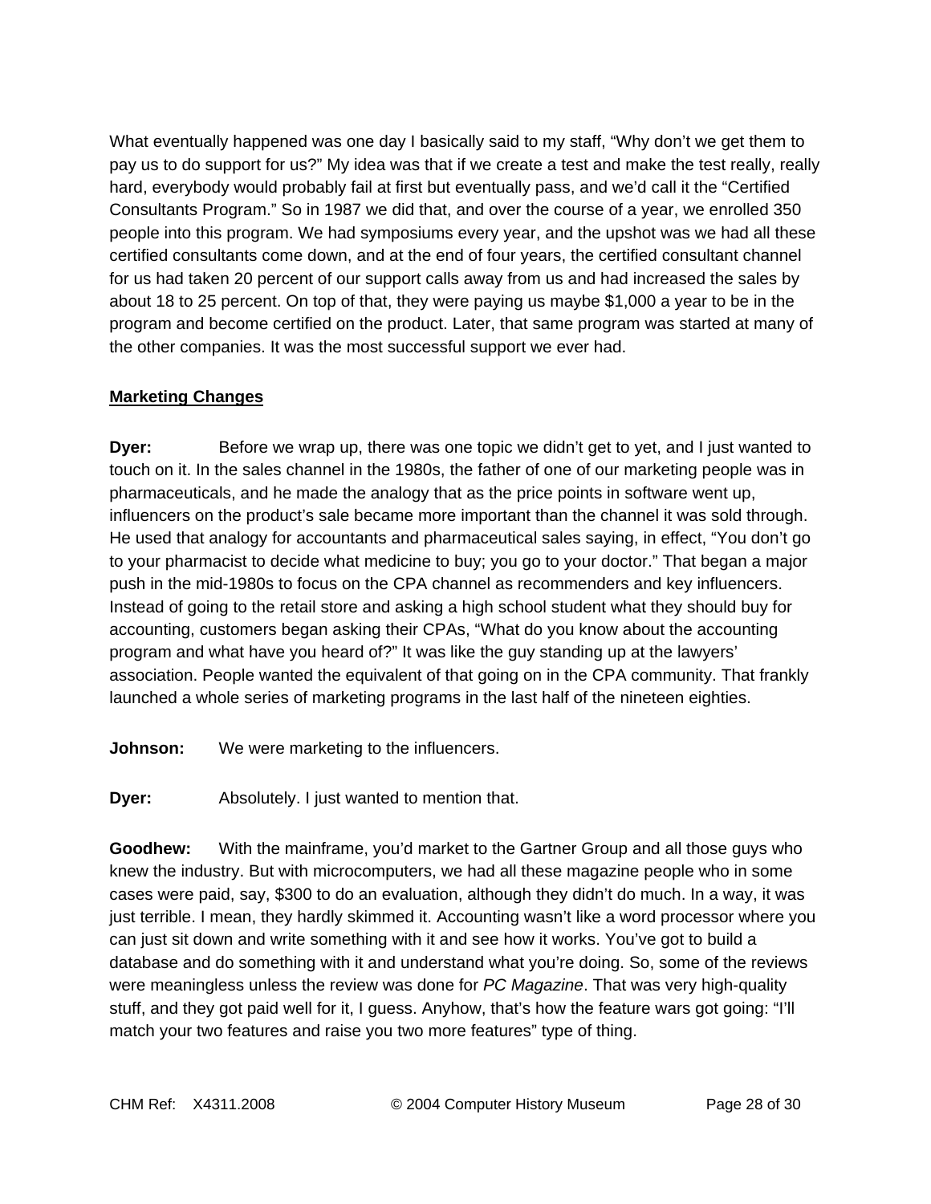What eventually happened was one day I basically said to my staff, "Why don't we get them to pay us to do support for us?" My idea was that if we create a test and make the test really, really hard, everybody would probably fail at first but eventually pass, and we'd call it the "Certified Consultants Program." So in 1987 we did that, and over the course of a year, we enrolled 350 people into this program. We had symposiums every year, and the upshot was we had all these certified consultants come down, and at the end of four years, the certified consultant channel for us had taken 20 percent of our support calls away from us and had increased the sales by about 18 to 25 percent. On top of that, they were paying us maybe $1,000 a year to be in the program and become certified on the product. Later, that same program was started at many of the other companies. It was the most successful support we ever had.

## Marketing Changes

**Dyer:** Before we wrap up, there was one topic we didn't get to yet, and I just wanted to touch on it. In the sales channel in the 1980s, the father of one of our marketing people was in pharmaceuticals, and he made the analogy that as the price points in software went up, influencers on the product's sale became more important than the channel it was sold through. He used that analogy for accountants and pharmaceutical sales saying, in effect, "You don't go to your pharmacist to decide what medicine to buy; you go to your doctor." That began a major push in the mid-1980s to focus on the CPA channel as recommenders and key influencers. Instead of going to the retail store and asking a high school student what they should buy for accounting, customers began asking their CPAs, "What do you know about the accounting program and what have you heard of?" It was like the guy standing up at the lawyers' association. People wanted the equivalent of that going on in the CPA community. That frankly launched a whole series of marketing programs in the last half of the nineteen eighties.

**Johnson:** We were marketing to the influencers.

**Dyer:** Absolutely. I just wanted to mention that.

**Goodhew:** With the mainframe, you'd market to the Gartner Group and all those guys who knew the industry. But with microcomputers, we had all these magazine people who in some cases were paid, say, $300 to do an evaluation, although they didn't do much. In a way, it was just terrible. I mean, they hardly skimmed it. Accounting wasn't like a word processor where you can just sit down and write something with it and see how it works. You've got to build a database and do something with it and understand what you're doing. So, some of the reviews were meaningless unless the review was done for *PC Magazine*. That was very high-quality stuff, and they got paid well for it, I guess. Anyhow, that's how the feature wars got going: "I'll match your two features and raise you two more features" type of thing.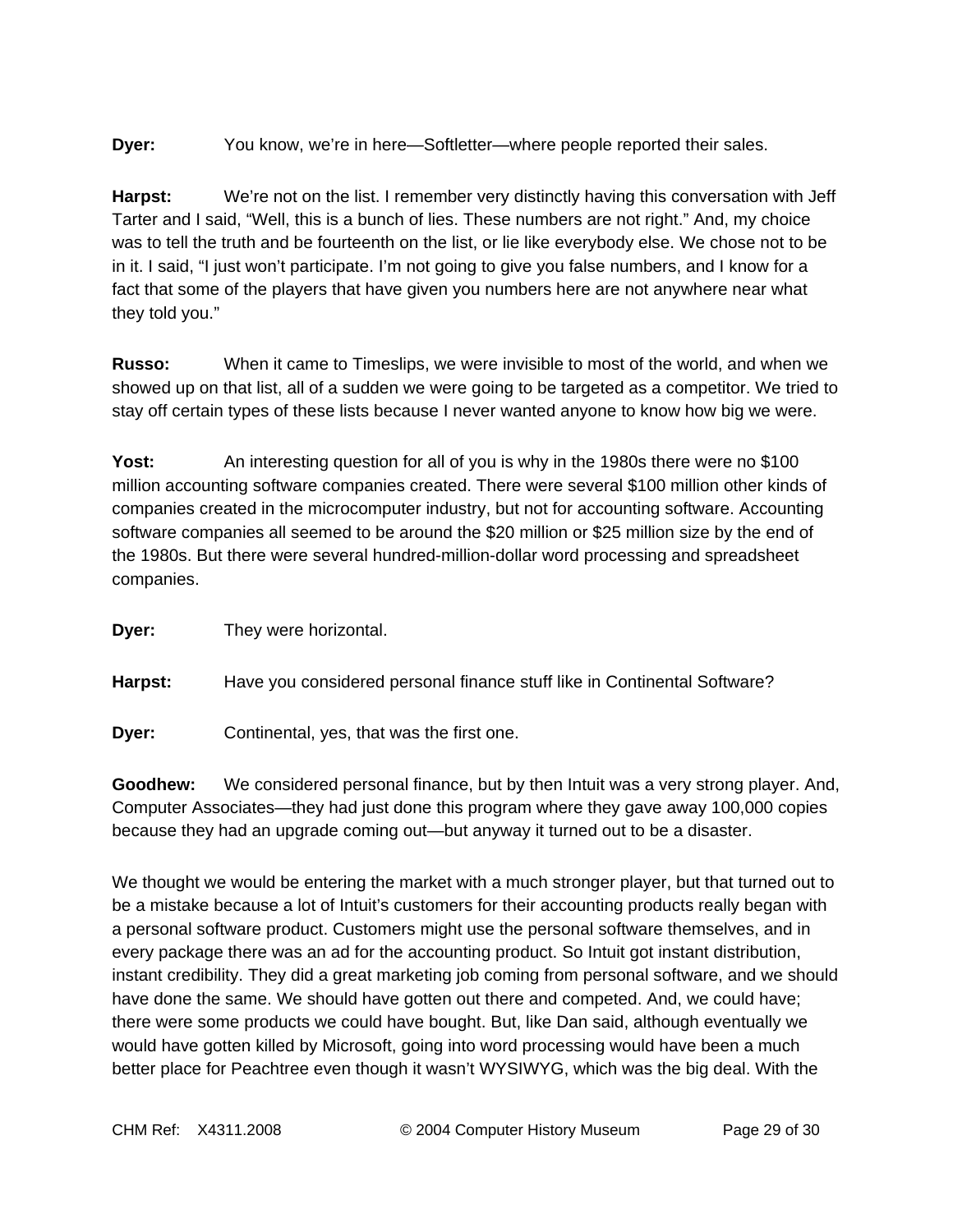**Dyer:** You know, we're in here—Softletter—where people reported their sales.

**Harpst:** We're not on the list. I remember very distinctly having this conversation with Jeff Tarter and I said, "Well, this is a bunch of lies. These numbers are not right." And, my choice was to tell the truth and be fourteenth on the list, or lie like everybody else. We chose not to be in it. I said, "I just won't participate. I'm not going to give you false numbers, and I know for a fact that some of the players that have given you numbers here are not anywhere near what they told you."

**Russo:** When it came to Timeslips, we were invisible to most of the world, and when we showed up on that list, all of a sudden we were going to be targeted as a competitor. We tried to stay off certain types of these lists because I never wanted anyone to know how big we were.

**Yost:** An interesting question for all of you is why in the 1980s there were no $100 million accounting software companies created. There were several $100 million other kinds of companies created in the microcomputer industry, but not for accounting software. Accounting software companies all seemed to be around the $20 million or $25 million size by the end of the 1980s. But there were several hundred-million-dollar word processing and spreadsheet companies.

**Dyer:** They were horizontal.

**Harpst:** Have you considered personal finance stuff like in Continental Software?

**Dyer:** Continental, yes, that was the first one.

**Goodhew:** We considered personal finance, but by then Intuit was a very strong player. And, Computer Associates—they had just done this program where they gave away 100,000 copies because they had an upgrade coming out—but anyway it turned out to be a disaster.

We thought we would be entering the market with a much stronger player, but that turned out to be a mistake because a lot of Intuit's customers for their accounting products really began with a personal software product. Customers might use the personal software themselves, and in every package there was an ad for the accounting product. So Intuit got instant distribution, instant credibility. They did a great marketing job coming from personal software, and we should have done the same. We should have gotten out there and competed. And, we could have; there were some products we could have bought. But, like Dan said, although eventually we would have gotten killed by Microsoft, going into word processing would have been a much better place for Peachtree even though it wasn't WYSIWYG, which was the big deal. With the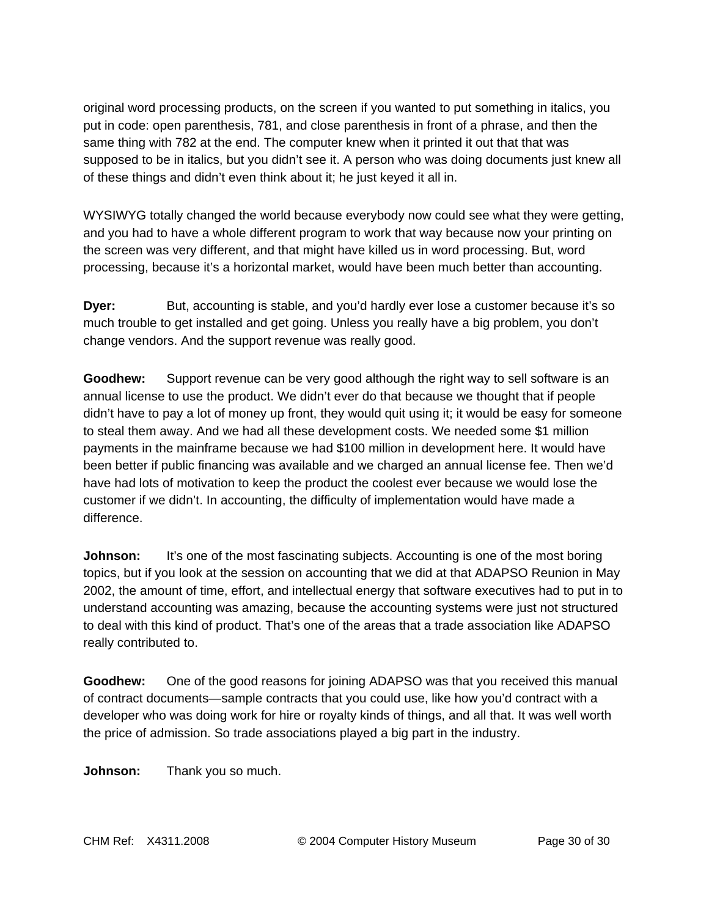original word processing products, on the screen if you wanted to put something in italics, you put in code: open parenthesis, 781, and close parenthesis in front of a phrase, and then the same thing with 782 at the end. The computer knew when it printed it out that that was supposed to be in italics, but you didn't see it. A person who was doing documents just knew all of these things and didn't even think about it; he just keyed it all in.

WYSIWYG totally changed the world because everybody now could see what they were getting, and you had to have a whole different program to work that way because now your printing on the screen was very different, and that might have killed us in word processing. But, word processing, because it's a horizontal market, would have been much better than accounting.

**Dyer:** But, accounting is stable, and you'd hardly ever lose a customer because it's so much trouble to get installed and get going. Unless you really have a big problem, you don't change vendors. And the support revenue was really good.

**Goodhew:** Support revenue can be very good although the right way to sell software is an annual license to use the product. We didn't ever do that because we thought that if people didn't have to pay a lot of money up front, they would quit using it; it would be easy for someone to steal them away. And we had all these development costs. We needed some $1 million payments in the mainframe because we had $100 million in development here. It would have been better if public financing was available and we charged an annual license fee. Then we'd have had lots of motivation to keep the product the coolest ever because we would lose the customer if we didn't. In accounting, the difficulty of implementation would have made a difference.

**Johnson:** It's one of the most fascinating subjects. Accounting is one of the most boring topics, but if you look at the session on accounting that we did at that ADAPSO Reunion in May 2002, the amount of time, effort, and intellectual energy that software executives had to put in to understand accounting was amazing, because the accounting systems were just not structured to deal with this kind of product. That's one of the areas that a trade association like ADAPSO really contributed to.

**Goodhew:** One of the good reasons for joining ADAPSO was that you received this manual of contract documents—sample contracts that you could use, like how you'd contract with a developer who was doing work for hire or royalty kinds of things, and all that. It was well worth the price of admission. So trade associations played a big part in the industry.

**Johnson:** Thank you so much.